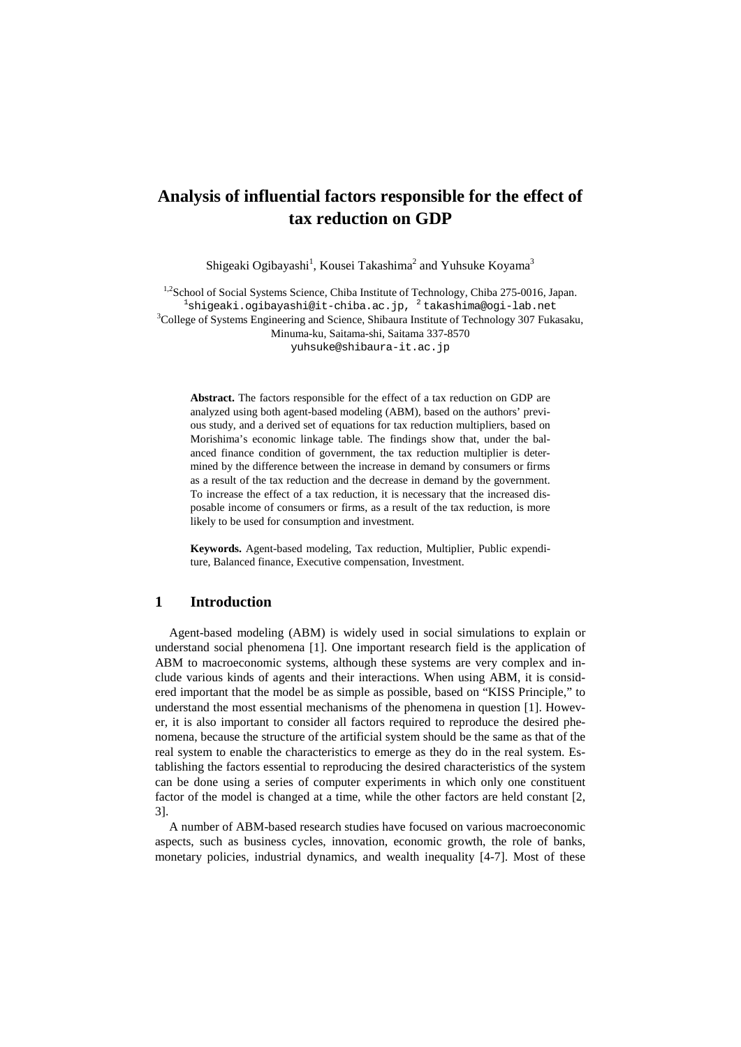# Analysis of influential factors responsible for the effect of tax reduction on GDP

Shigeaki Ogibayashi[1], Kousei Takashima[2] and Yuhsuke Koyama[3]

[1,2]School of Social Systems Science, Chiba Institute of Technology, Chiba 275-0016, Japan.
[1]shigeaki.ogibayashi@it-chiba.ac.jp, [2] takashima@ogi-lab.net
[3]College of Systems Engineering and Science, Shibaura Institute of Technology 307 Fukasaku, Minuma-ku, Saitama-shi, Saitama 337-8570
yuhsuke@shibaura-it.ac.jp

**Abstract.** The factors responsible for the effect of a tax reduction on GDP are analyzed using both agent-based modeling (ABM), based on the authors' previous study, and a derived set of equations for tax reduction multipliers, based on Morishima's economic linkage table. The findings show that, under the balanced finance condition of government, the tax reduction multiplier is determined by the difference between the increase in demand by consumers or firms as a result of the tax reduction and the decrease in demand by the government. To increase the effect of a tax reduction, it is necessary that the increased disposable income of consumers or firms, as a result of the tax reduction, is more likely to be used for consumption and investment.

**Keywords.** Agent-based modeling, Tax reduction, Multiplier, Public expenditure, Balanced finance, Executive compensation, Investment.

## 1 Introduction

Agent-based modeling (ABM) is widely used in social simulations to explain or understand social phenomena [1]. One important research field is the application of ABM to macroeconomic systems, although these systems are very complex and include various kinds of agents and their interactions. When using ABM, it is considered important that the model be as simple as possible, based on "KISS Principle," to understand the most essential mechanisms of the phenomena in question [1]. However, it is also important to consider all factors required to reproduce the desired phenomena, because the structure of the artificial system should be the same as that of the real system to enable the characteristics to emerge as they do in the real system. Establishing the factors essential to reproducing the desired characteristics of the system can be done using a series of computer experiments in which only one constituent factor of the model is changed at a time, while the other factors are held constant [2, 3].

A number of ABM-based research studies have focused on various macroeconomic aspects, such as business cycles, innovation, economic growth, the role of banks, monetary policies, industrial dynamics, and wealth inequality [4-7]. Most of these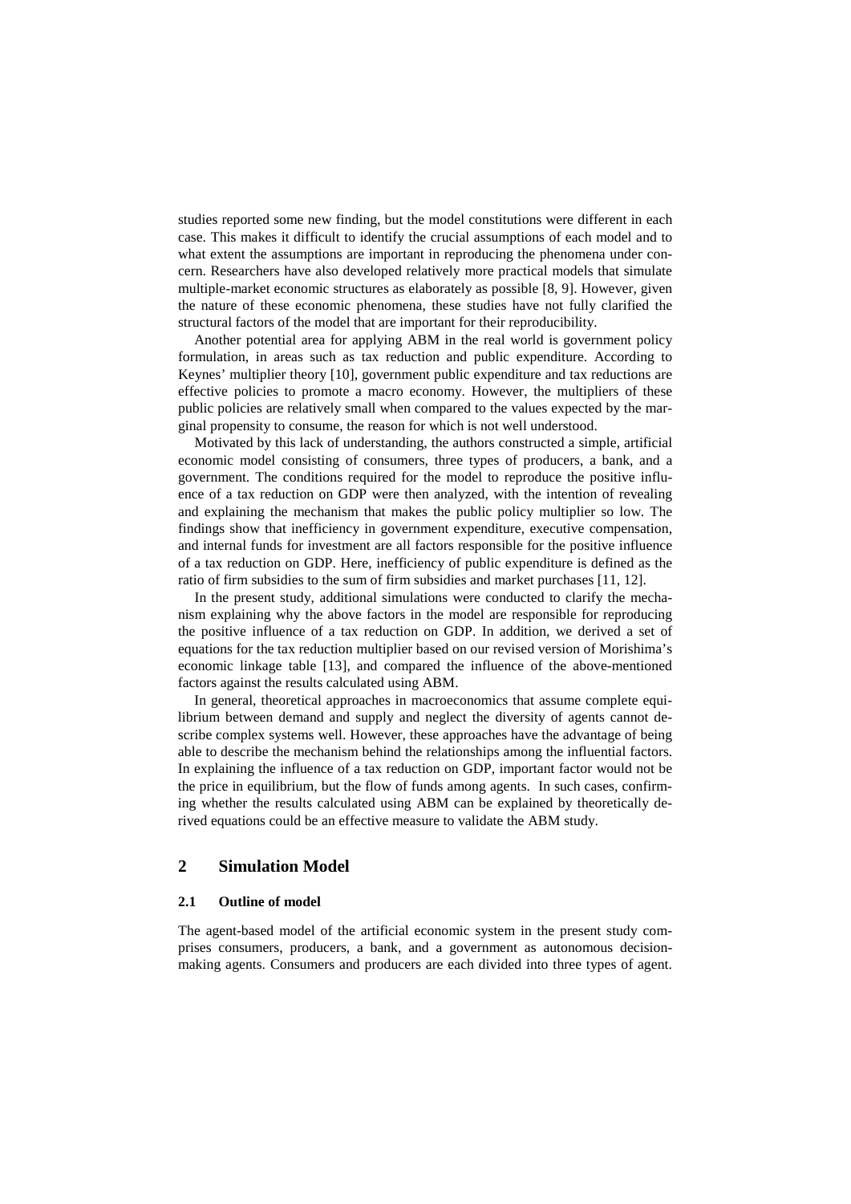studies reported some new finding, but the model constitutions were different in each case. This makes it difficult to identify the crucial assumptions of each model and to what extent the assumptions are important in reproducing the phenomena under concern. Researchers have also developed relatively more practical models that simulate multiple-market economic structures as elaborately as possible [8, 9]. However, given the nature of these economic phenomena, these studies have not fully clarified the structural factors of the model that are important for their reproducibility.

Another potential area for applying ABM in the real world is government policy formulation, in areas such as tax reduction and public expenditure. According to Keynes' multiplier theory [10], government public expenditure and tax reductions are effective policies to promote a macro economy. However, the multipliers of these public policies are relatively small when compared to the values expected by the marginal propensity to consume, the reason for which is not well understood.

Motivated by this lack of understanding, the authors constructed a simple, artificial economic model consisting of consumers, three types of producers, a bank, and a government. The conditions required for the model to reproduce the positive influence of a tax reduction on GDP were then analyzed, with the intention of revealing and explaining the mechanism that makes the public policy multiplier so low. The findings show that inefficiency in government expenditure, executive compensation, and internal funds for investment are all factors responsible for the positive influence of a tax reduction on GDP. Here, inefficiency of public expenditure is defined as the ratio of firm subsidies to the sum of firm subsidies and market purchases [11, 12].

In the present study, additional simulations were conducted to clarify the mechanism explaining why the above factors in the model are responsible for reproducing the positive influence of a tax reduction on GDP. In addition, we derived a set of equations for the tax reduction multiplier based on our revised version of Morishima's economic linkage table [13], and compared the influence of the above-mentioned factors against the results calculated using ABM.

In general, theoretical approaches in macroeconomics that assume complete equilibrium between demand and supply and neglect the diversity of agents cannot describe complex systems well. However, these approaches have the advantage of being able to describe the mechanism behind the relationships among the influential factors. In explaining the influence of a tax reduction on GDP, important factor would not be the price in equilibrium, but the flow of funds among agents. In such cases, confirming whether the results calculated using ABM can be explained by theoretically derived equations could be an effective measure to validate the ABM study.

## 2 Simulation Model

### 2.1 Outline of model

The agent-based model of the artificial economic system in the present study comprises consumers, producers, a bank, and a government as autonomous decision-making agents. Consumers and producers are each divided into three types of agent.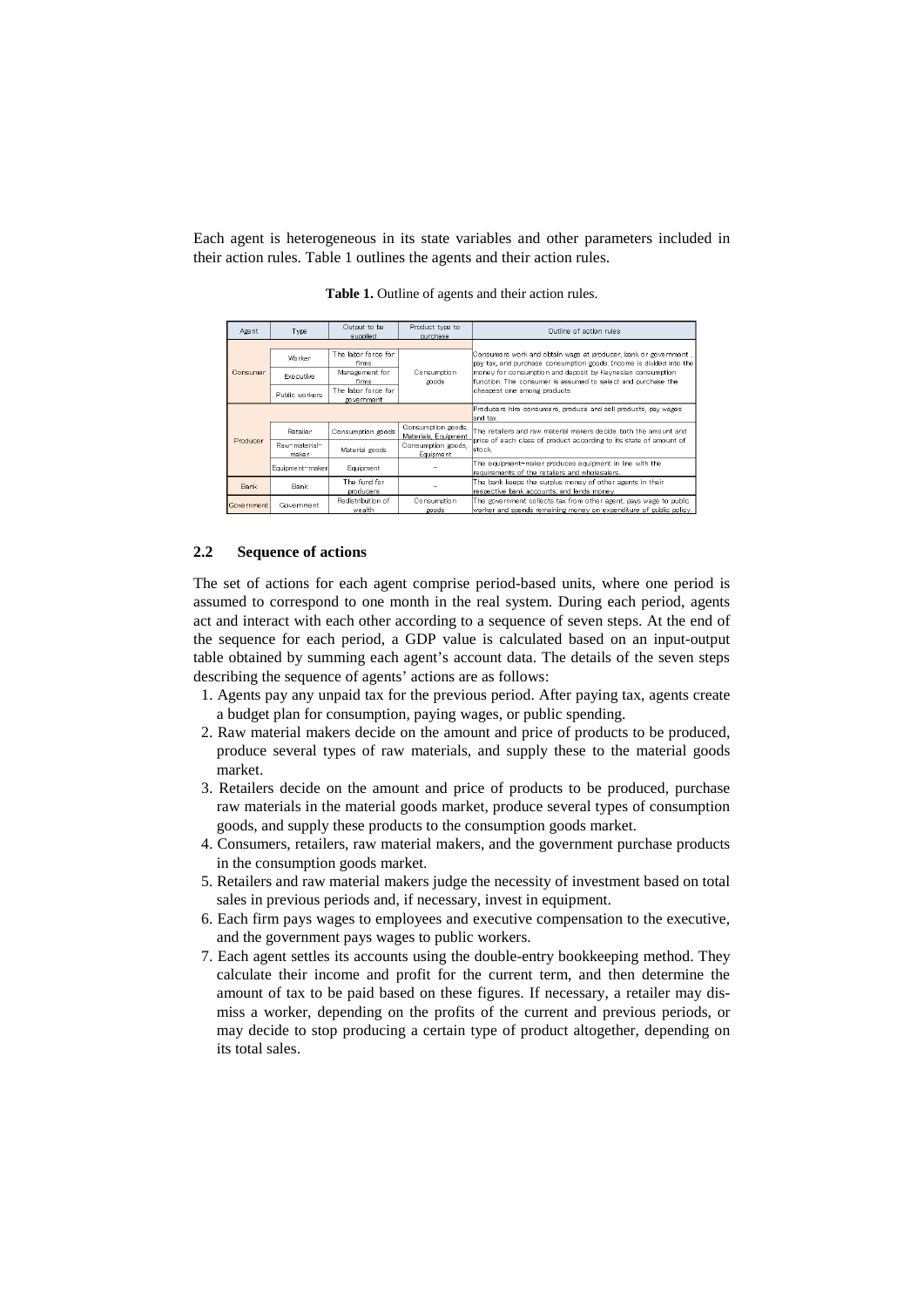Each agent is heterogeneous in its state variables and other parameters included in their action rules. Table 1 outlines the agents and their action rules.

**Table 1.** Outline of agents and their action rules.

| Agent | Type | Output to be supplied | Product type to purchase | Outline of action rules |
|---|---|---|---|---|
| Consumer | Worker | The labor force for firms | Consumption goods | Consumers work and obtain wage at producer, bank or government , pay tax, and purchase consumption goods. Income is divided into the money for consumption and deposit by Keynesian consumption function. The consumer is assumed to select and purchase the cheapest one among products. |
| | Executive | Management for firms | | |
| | Public workers | The labor force for government | | |
| Producer | | | | Producers hire consumers, produce and sell products, pay wages and tax. |
| | Retailer | Consumption goods | Consumption goods, Materials, Equipment | The retailers and raw material makers decide both the amount and price of each class of product according to its state of amount of stock. |
| | Raw-material-maker | Material goods | Consumption goods, Equipment | |
| | Equipment-maker | Equipment | – | The equipment-maker produces equipment in line with the requirements of the retailers and wholesalers. |
| Bank | Bank | The fund for producers | – | The bank keeps the surplus money of other agents in their respective bank accounts, and lends money. |
| Government | Government | Redistribution of wealth | Consumption goods | The government collects tax from other agent, pays wage to public worker and spends remaining money on expenditure of public policy. |

### 2.2 Sequence of actions

The set of actions for each agent comprise period-based units, where one period is assumed to correspond to one month in the real system. During each period, agents act and interact with each other according to a sequence of seven steps. At the end of the sequence for each period, a GDP value is calculated based on an input-output table obtained by summing each agent's account data. The details of the seven steps describing the sequence of agents' actions are as follows:

1. Agents pay any unpaid tax for the previous period. After paying tax, agents create a budget plan for consumption, paying wages, or public spending.
2. Raw material makers decide on the amount and price of products to be produced, produce several types of raw materials, and supply these to the material goods market.
3. Retailers decide on the amount and price of products to be produced, purchase raw materials in the material goods market, produce several types of consumption goods, and supply these products to the consumption goods market.
4. Consumers, retailers, raw material makers, and the government purchase products in the consumption goods market.
5. Retailers and raw material makers judge the necessity of investment based on total sales in previous periods and, if necessary, invest in equipment.
6. Each firm pays wages to employees and executive compensation to the executive, and the government pays wages to public workers.
7. Each agent settles its accounts using the double-entry bookkeeping method. They calculate their income and profit for the current term, and then determine the amount of tax to be paid based on these figures. If necessary, a retailer may dismiss a worker, depending on the profits of the current and previous periods, or may decide to stop producing a certain type of product altogether, depending on its total sales.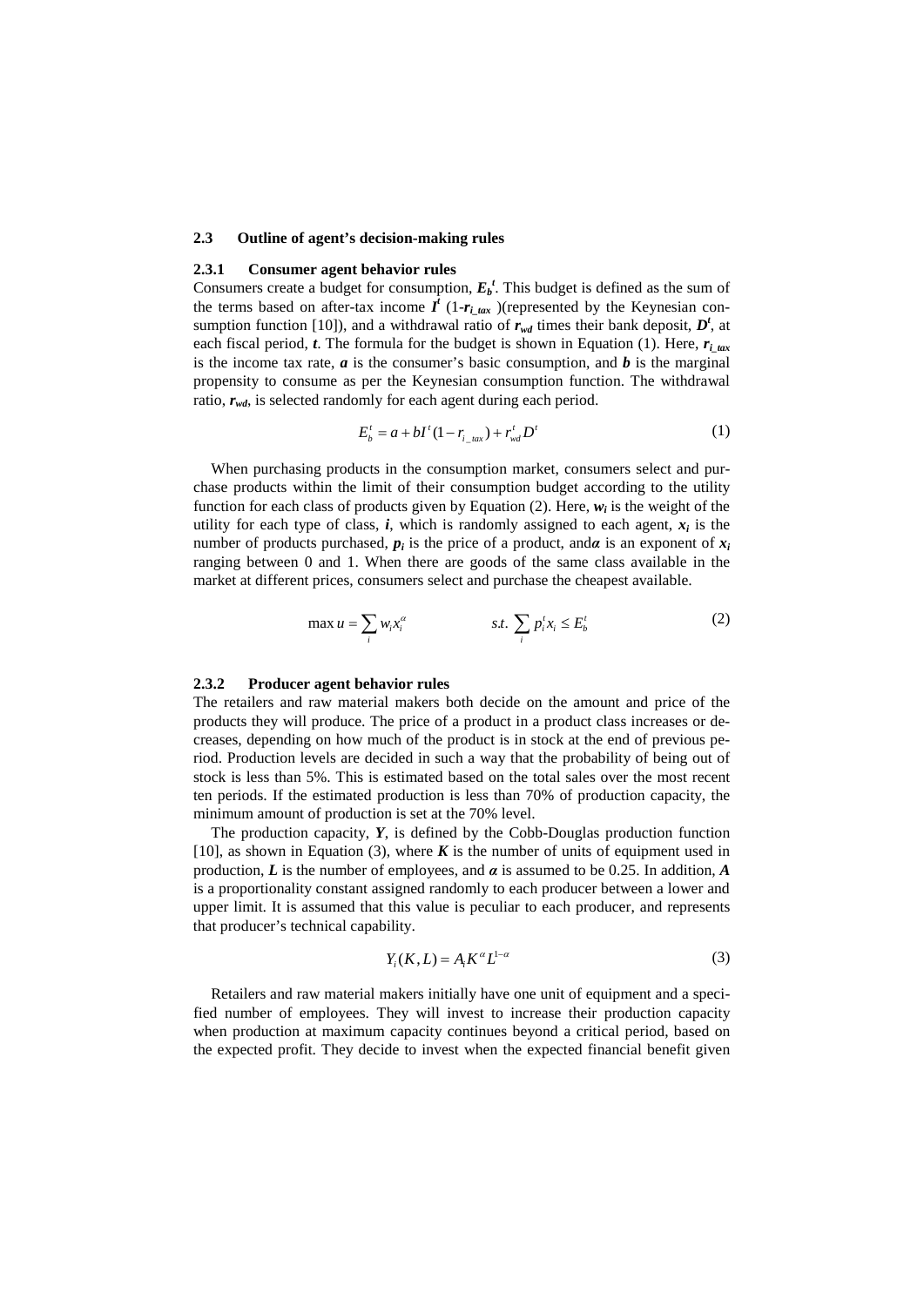### 2.3 Outline of agent's decision-making rules

#### 2.3.1 Consumer agent behavior rules

Consumers create a budget for consumption, $E_b^t$. This budget is defined as the sum of the terms based on after-tax income $I^t$ $(1-r_{i\_tax})$(represented by the Keynesian consumption function [10]), and a withdrawal ratio of $r_{wd}$ times their bank deposit, $D^t$, at each fiscal period, $t$. The formula for the budget is shown in Equation (1). Here, $r_{i\_tax}$ is the income tax rate, $a$ is the consumer's basic consumption, and $b$ is the marginal propensity to consume as per the Keynesian consumption function. The withdrawal ratio, $r_{wd}$, is selected randomly for each agent during each period.

$$E_b^t = a + bI^t(1 - r_{i\_tax}) + r_{wd}^t D^t \tag{1}$$

When purchasing products in the consumption market, consumers select and purchase products within the limit of their consumption budget according to the utility function for each class of products given by Equation (2). Here, $w_i$ is the weight of the utility for each type of class, $i$, which is randomly assigned to each agent, $x_i$ is the number of products purchased, $p_i$ is the price of a product, and$\alpha$ is an exponent of $x_i$ ranging between 0 and 1. When there are goods of the same class available in the market at different prices, consumers select and purchase the cheapest available.

$$\max u = \sum_i w_i x_i^{\alpha} \qquad\qquad s.t. \ \sum_i p_i^t x_i \le E_b^t \tag{2}$$

#### 2.3.2 Producer agent behavior rules

The retailers and raw material makers both decide on the amount and price of the products they will produce. The price of a product in a product class increases or decreases, depending on how much of the product is in stock at the end of previous period. Production levels are decided in such a way that the probability of being out of stock is less than 5%. This is estimated based on the total sales over the most recent ten periods. If the estimated production is less than 70% of production capacity, the minimum amount of production is set at the 70% level.

The production capacity, $Y$, is defined by the Cobb-Douglas production function [10], as shown in Equation (3), where $K$ is the number of units of equipment used in production, $L$ is the number of employees, and $\alpha$ is assumed to be 0.25. In addition, $A$ is a proportionality constant assigned randomly to each producer between a lower and upper limit. It is assumed that this value is peculiar to each producer, and represents that producer's technical capability.

$$Y_i(K, L) = A_i K^{\alpha} L^{1-\alpha} \tag{3}$$

Retailers and raw material makers initially have one unit of equipment and a specified number of employees. They will invest to increase their production capacity when production at maximum capacity continues beyond a critical period, based on the expected profit. They decide to invest when the expected financial benefit given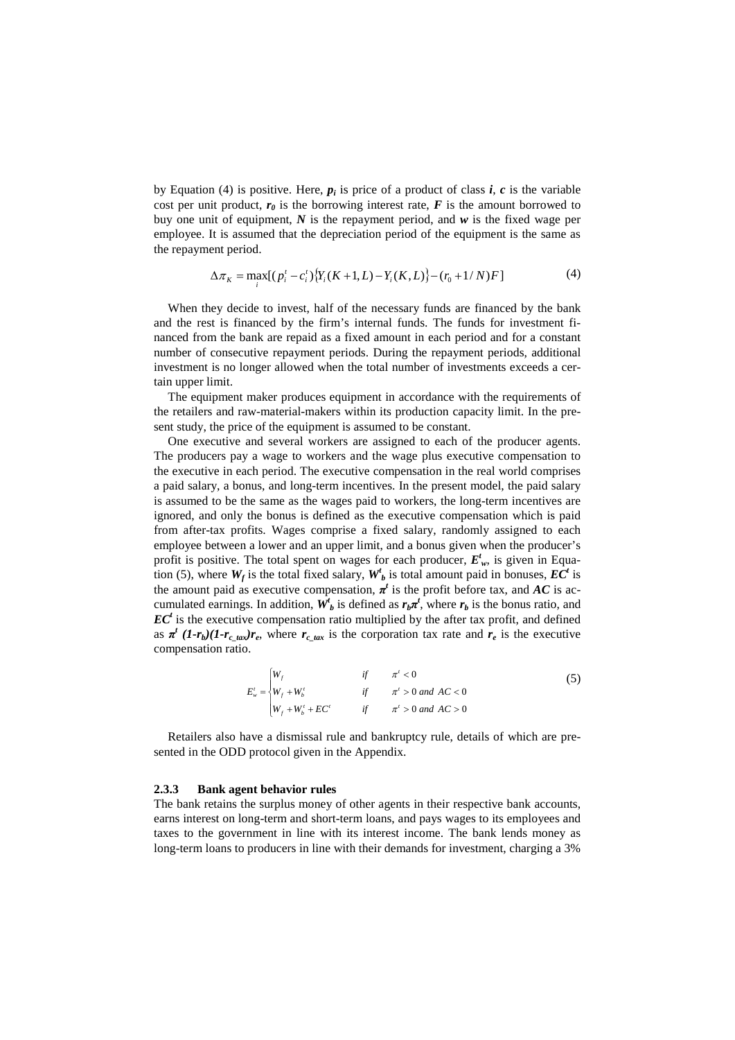by Equation (4) is positive. Here, $p_i$ is price of a product of class $i$, $c$ is the variable cost per unit product, $r_0$ is the borrowing interest rate, $F$ is the amount borrowed to buy one unit of equipment, $N$ is the repayment period, and $w$ is the fixed wage per employee. It is assumed that the depreciation period of the equipment is the same as the repayment period.

$$\Delta\pi_K = \max_i [(p_i^t - c_i^t)\{Y_i(K+1, L) - Y_i(K, L)\} - (r_0 + 1/N)F] \tag{4}$$

When they decide to invest, half of the necessary funds are financed by the bank and the rest is financed by the firm's internal funds. The funds for investment financed from the bank are repaid as a fixed amount in each period and for a constant number of consecutive repayment periods. During the repayment periods, additional investment is no longer allowed when the total number of investments exceeds a certain upper limit.

The equipment maker produces equipment in accordance with the requirements of the retailers and raw-material-makers within its production capacity limit. In the present study, the price of the equipment is assumed to be constant.

One executive and several workers are assigned to each of the producer agents. The producers pay a wage to workers and the wage plus executive compensation to the executive in each period. The executive compensation in the real world comprises a paid salary, a bonus, and long-term incentives. In the present model, the paid salary is assumed to be the same as the wages paid to workers, the long-term incentives are ignored, and only the bonus is defined as the executive compensation which is paid from after-tax profits. Wages comprise a fixed salary, randomly assigned to each employee between a lower and an upper limit, and a bonus given when the producer's profit is positive. The total spent on wages for each producer, $E_w^t$, is given in Equation (5), where $W_f$ is the total fixed salary, $W_b^t$ is total amount paid in bonuses, $EC^t$ is the amount paid as executive compensation, $\pi^t$ is the profit before tax, and $AC$ is accumulated earnings. In addition, $W_b^t$ is defined as $r_b\pi^t$, where $r_b$ is the bonus ratio, and $EC^t$ is the executive compensation ratio multiplied by the after tax profit, and defined as $\pi^t(1-r_b)(1-r_{c\_tax})r_e$, where $r_{c\_tax}$ is the corporation tax rate and $r_e$ is the executive compensation ratio.

$$E_w^t = \begin{cases} W_f & if \quad \pi^t < 0 \\ W_f + W_b^t & if \quad \pi^t > 0 \; and \; AC < 0 \\ W_f + W_b^t + EC^t & if \quad \pi^t > 0 \; and \; AC > 0 \end{cases} \tag{5}$$

Retailers also have a dismissal rule and bankruptcy rule, details of which are presented in the ODD protocol given in the Appendix.

### 2.3.3 Bank agent behavior rules

The bank retains the surplus money of other agents in their respective bank accounts, earns interest on long-term and short-term loans, and pays wages to its employees and taxes to the government in line with its interest income. The bank lends money as long-term loans to producers in line with their demands for investment, charging a 3%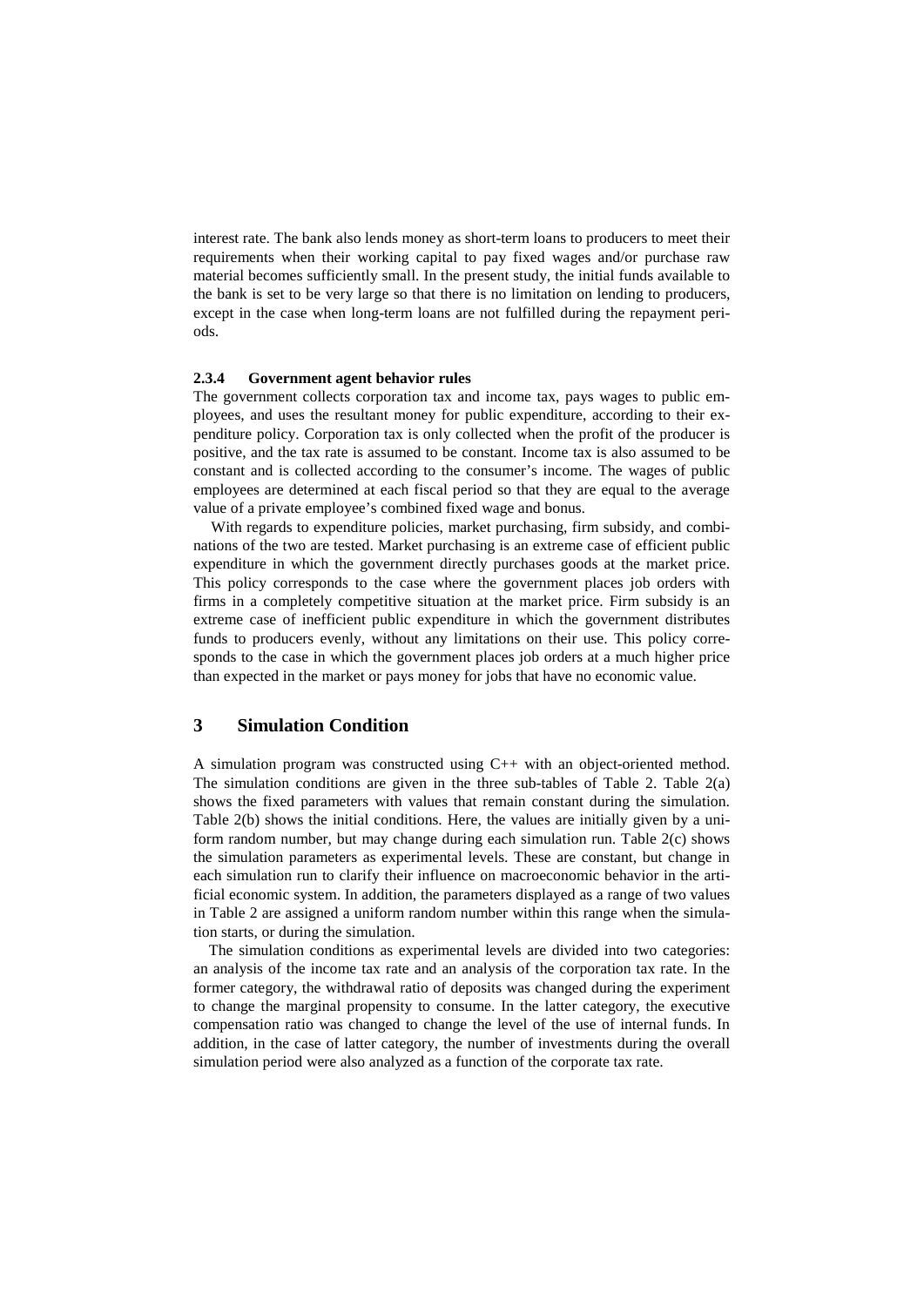interest rate. The bank also lends money as short-term loans to producers to meet their requirements when their working capital to pay fixed wages and/or purchase raw material becomes sufficiently small. In the present study, the initial funds available to the bank is set to be very large so that there is no limitation on lending to producers, except in the case when long-term loans are not fulfilled during the repayment periods.

#### 2.3.4 Government agent behavior rules

The government collects corporation tax and income tax, pays wages to public employees, and uses the resultant money for public expenditure, according to their expenditure policy. Corporation tax is only collected when the profit of the producer is positive, and the tax rate is assumed to be constant. Income tax is also assumed to be constant and is collected according to the consumer's income. The wages of public employees are determined at each fiscal period so that they are equal to the average value of a private employee's combined fixed wage and bonus.

With regards to expenditure policies, market purchasing, firm subsidy, and combinations of the two are tested. Market purchasing is an extreme case of efficient public expenditure in which the government directly purchases goods at the market price. This policy corresponds to the case where the government places job orders with firms in a completely competitive situation at the market price. Firm subsidy is an extreme case of inefficient public expenditure in which the government distributes funds to producers evenly, without any limitations on their use. This policy corresponds to the case in which the government places job orders at a much higher price than expected in the market or pays money for jobs that have no economic value.

## 3 Simulation Condition

A simulation program was constructed using C++ with an object-oriented method. The simulation conditions are given in the three sub-tables of Table 2. Table 2(a) shows the fixed parameters with values that remain constant during the simulation. Table 2(b) shows the initial conditions. Here, the values are initially given by a uniform random number, but may change during each simulation run. Table 2(c) shows the simulation parameters as experimental levels. These are constant, but change in each simulation run to clarify their influence on macroeconomic behavior in the artificial economic system. In addition, the parameters displayed as a range of two values in Table 2 are assigned a uniform random number within this range when the simulation starts, or during the simulation.

The simulation conditions as experimental levels are divided into two categories: an analysis of the income tax rate and an analysis of the corporation tax rate. In the former category, the withdrawal ratio of deposits was changed during the experiment to change the marginal propensity to consume. In the latter category, the executive compensation ratio was changed to change the level of the use of internal funds. In addition, in the case of latter category, the number of investments during the overall simulation period were also analyzed as a function of the corporate tax rate.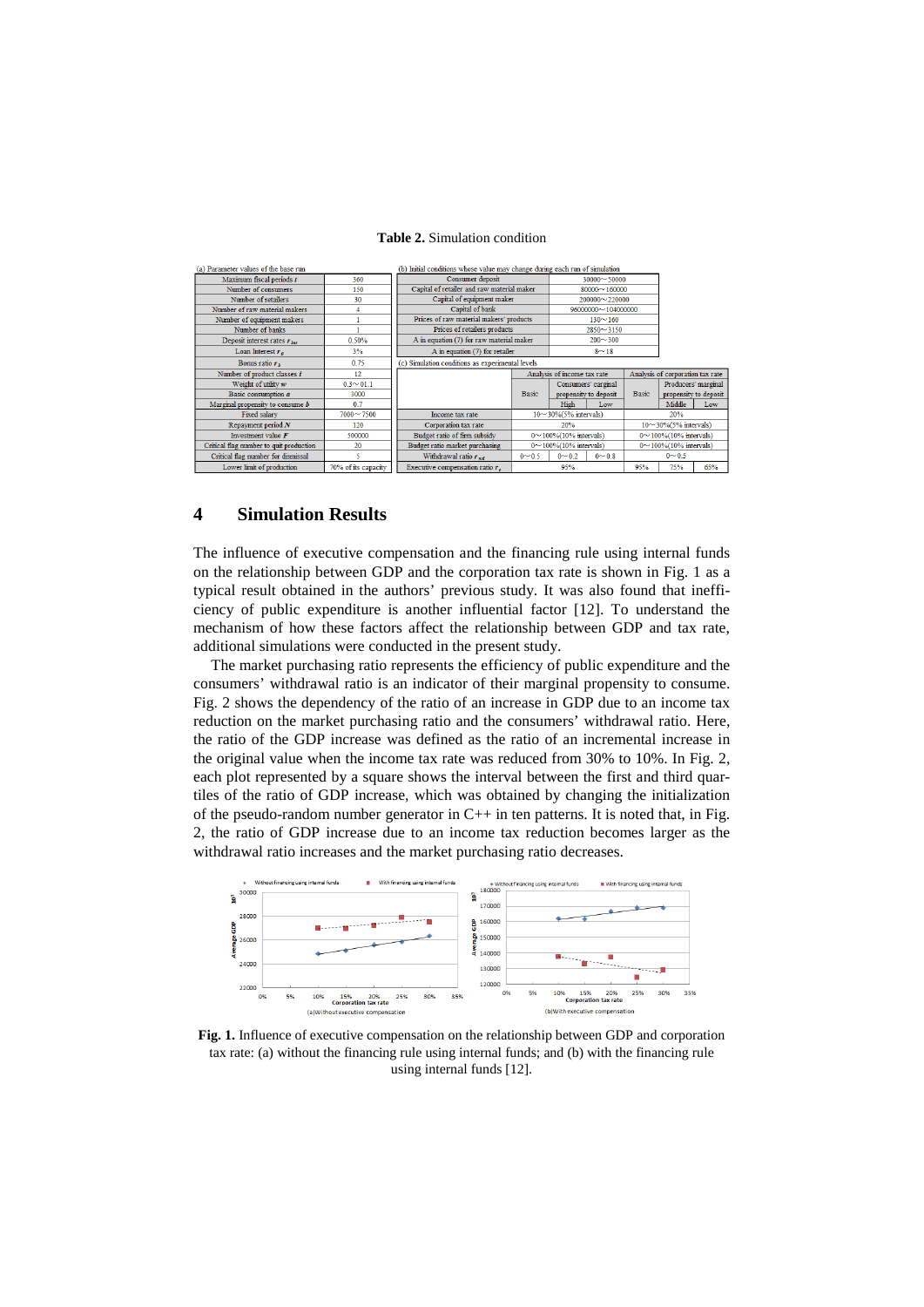**Table 2.** Simulation condition

(a) Parameter values of the base run

| Parameter | Value |
|---|---|
| Maximum fiscal periods $t$ | 360 |
| Number of consumers | 150 |
| Number of retailers | 30 |
| Number of raw material makers | 4 |
| Number of equipment makers | 1 |
| Number of banks | 1 |
| Deposit interest rates $r_{der}$ | 0.50% |
| Loan interest $r_g$ | 3% |
| Bonus ratio $r_b$ | 0.75 |
| Number of product classes $i$ | 12 |
| Weight of utility $w$ | 0.3～01.1 |
| Basic consumption $a$ | 3000 |
| Marginal propensity to consume $b$ | 0.7 |
| Fixed salary | 7000～7500 |
| Repayment period $N$ | 120 |
| Investment value $F$ | 500000 |
| Critical flag number to quit production | 20 |
| Critical flag number for dismissal | 5 |
| Lower limit of production | 70% of its capacity |

(b) Initial conditions whose value may change during each run of simulation

| Condition | Value |
|---|---|
| Consumer deposit | 30000～50000 |
| Capital of retailer and raw material maker | 80000～160000 |
| Capital of equipment maker | 200000～220000 |
| Capital of bank | 96000000～104000000 |
| Prices of raw material makers' products | 130～160 |
| Prices of retailers products | 2850～3150 |
| A in equation (7) for raw material maker | 200～300 |
| A in equation (7) for retailer | 8～18 |

(c) Simulation conditions as experimental levels

| | Analysis of income tax rate | | | Analysis of corporation tax rate | | |
|---|---|---|---|---|---|---|
| | Basic | Consumers' marginal propensity to deposit | | Basic | Producers' marginal propensity to deposit | |
| | | High | Low | | Middle | Low |
| Income tax rate | 10～30%(5% intervals) | | | 20% | | |
| Corporation tax rate | 20% | | | 10～30%(5% intervals) | | |
| Budget ratio of firm subsidy | 0～100%(10% intervals) | | | 0～100%(10% intervals) | | |
| Budget ratio market purchasing | 0～100%(10% intervals) | | | 0～100%(10% intervals) | | |
| Withdrawal ratio $r_{wd}$ | 0～0.5 | 0～0.2 | 0～0.8 | 0～0.5 | | |
| Executive compensation ratio $r_e$ | 95% | | | 95% | 75% | 65% |

## 4 Simulation Results

The influence of executive compensation and the financing rule using internal funds on the relationship between GDP and the corporation tax rate is shown in Fig. 1 as a typical result obtained in the authors' previous study. It was also found that inefficiency of public expenditure is another influential factor [12]. To understand the mechanism of how these factors affect the relationship between GDP and tax rate, additional simulations were conducted in the present study.

The market purchasing ratio represents the efficiency of public expenditure and the consumers' withdrawal ratio is an indicator of their marginal propensity to consume. Fig. 2 shows the dependency of the ratio of an increase in GDP due to an income tax reduction on the market purchasing ratio and the consumers' withdrawal ratio. Here, the ratio of the GDP increase was defined as the ratio of an incremental increase in the original value when the income tax rate was reduced from 30% to 10%. In Fig. 2, each plot represented by a square shows the interval between the first and third quartiles of the ratio of GDP increase, which was obtained by changing the initialization of the pseudo-random number generator in C++ in ten patterns. It is noted that, in Fig. 2, the ratio of GDP increase due to an income tax reduction becomes larger as the withdrawal ratio increases and the market purchasing ratio decreases.

**Fig. 1.** Influence of executive compensation on the relationship between GDP and corporation tax rate: (a) without the financing rule using internal funds; and (b) with the financing rule using internal funds [12].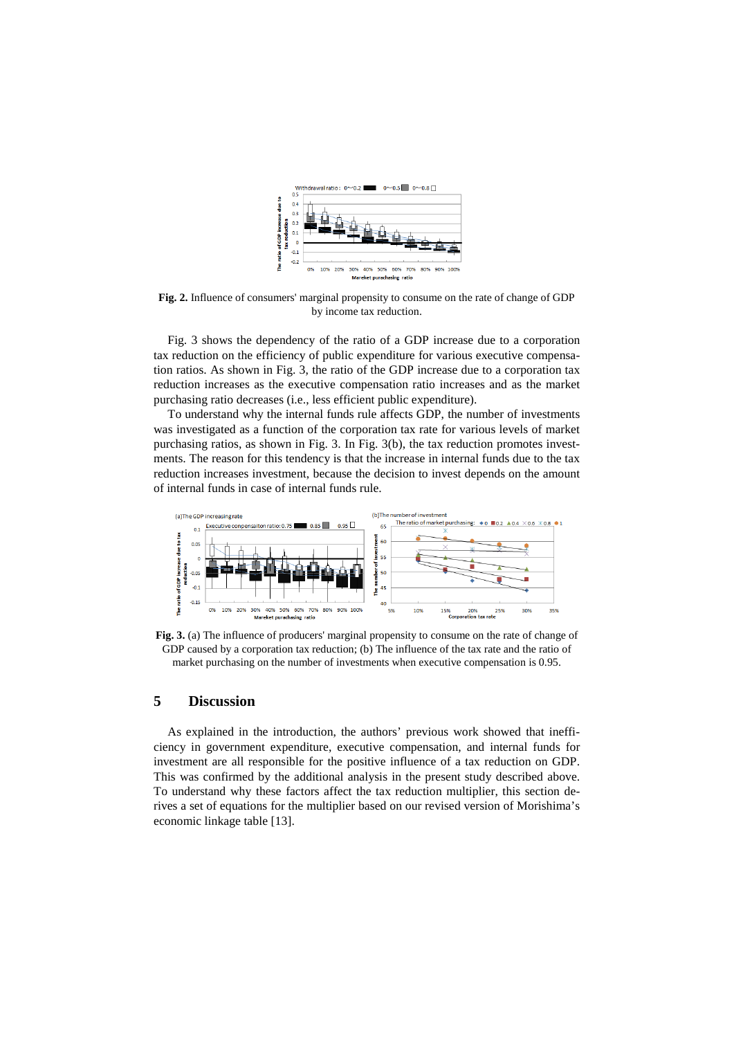**Fig. 2.** Influence of consumers' marginal propensity to consume on the rate of change of GDP by income tax reduction.

Fig. 3 shows the dependency of the ratio of a GDP increase due to a corporation tax reduction on the efficiency of public expenditure for various executive compensation ratios. As shown in Fig. 3, the ratio of the GDP increase due to a corporation tax reduction increases as the executive compensation ratio increases and as the market purchasing ratio decreases (i.e., less efficient public expenditure).

To understand why the internal funds rule affects GDP, the number of investments was investigated as a function of the corporation tax rate for various levels of market purchasing ratios, as shown in Fig. 3. In Fig. 3(b), the tax reduction promotes investments. The reason for this tendency is that the increase in internal funds due to the tax reduction increases investment, because the decision to invest depends on the amount of internal funds in case of internal funds rule.

**Fig. 3.** (a) The influence of producers' marginal propensity to consume on the rate of change of GDP caused by a corporation tax reduction; (b) The influence of the tax rate and the ratio of market purchasing on the number of investments when executive compensation is 0.95.

## 5 Discussion

As explained in the introduction, the authors' previous work showed that inefficiency in government expenditure, executive compensation, and internal funds for investment are all responsible for the positive influence of a tax reduction on GDP. This was confirmed by the additional analysis in the present study described above. To understand why these factors affect the tax reduction multiplier, this section derives a set of equations for the multiplier based on our revised version of Morishima's economic linkage table [13].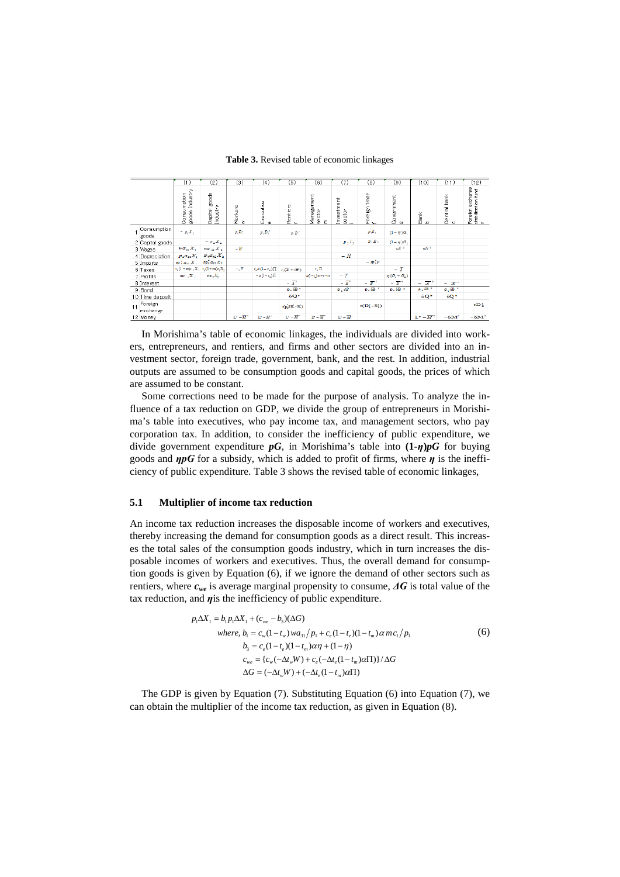**Table 3.** Revised table of economic linkages

| | (1) Consumption goods industry | (2) Capital goods industry | (3) Workers w | (4) Executive e | (5) Rentiers r | (6) Management sector m | (7) Investment sector i | (8) Foreign trade f | (9) Government g | (10) Bank b | (11) Central bank c | (12) Foreign exchange stabilization fund s |
|---|---|---|---|---|---|---|---|---|---|---|---|---|
| 1 Consumption goods | $-p_1X_1$ | | $p_1D_1^w$ | $p_1D_1^e$ | $p_1D_1^r$ | | | $p_1E_1$ | $(1-\eta)G_1$ | | | |
| 2 Capital goods | | $-p_2X_2$ | | | | | $p_2I_2$ | $p_2E_2$ | $(1-\eta)G_2$ | | | |
| 3 Wages | $wa_{31}X_1$ | $wa_{32}X_2$ | $-W$ | | | | | | $wN^g$ | $wN^b$ | | |
| 4 Depreciation | $p_2a_{41}X_1$ | $p_2a_{42}X_2$ | | | | | $-H$ | | | | | |
| 5 Imports | $\pi p_1^*a_{51}X_1$ | $\pi p_2^*a_{52}X_2$ | | | | | | $-\pi p_1^*F$ | | | | |
| 6 Taxes | $t_1(1+m)c_1X_1$ | $t_2(1+m)c_2X_2$ | $t_wW$ | $t_e\alpha(1-t_m)\Pi$ | $t_r(\bar{I}^r+\bar{H}^r)$ | $t_m\Pi$ | | | $-T$ | | | |
| 7 Profits | $mc_1X_1$ | $mc_2X_2$ | | $-\alpha(1-t_m)\Pi$ | | $\alpha(1-t_m)\Pi-\gamma-\Pi$ | $-\gamma$ | | $\eta(G_1+G_2)$ | | | |
| 8 Interest | | | | | $-\bar{I}^r$ | | $-\bar{I}^i$ | $-\bar{I}^f$ | $-\bar{I}^g$ | $-\bar{I}^b$ | $-\bar{I}^c$ | |
| 9 Bond | | | | | $p_b\delta B^r$ | | $p_b\delta B^i$ | $p_b\delta B^f$ | $p_b\delta B^g$ | $p_b\delta B^b$ | $p_b\delta B^c$ | |
| 10 Time deposit | | | | | $\delta Q^r$ | | | | | $\delta Q^b$ | $\delta Q^c$ | |
| 11 Foreign exchange | | | | | $\pi p_f(\delta B_f^r-\delta B_f^s)$ | | | $\pi(D_f^f-S_f^f)$ | | | | $\pi D_f^s$ |
| 12 Money | | | $L^w-\bar{M}^w$ | $L^e-\bar{M}^e$ | $L^r-\bar{M}^r$ | $L^m-\bar{M}^m$ | $L^i-\bar{M}^i$ | | | $L^b-\bar{M}^b$ | $-\delta M^c$ | $-\delta M^s$ |

In Morishima's table of economic linkages, the individuals are divided into workers, entrepreneurs, and rentiers, and firms and other sectors are divided into an investment sector, foreign trade, government, bank, and the rest. In addition, industrial outputs are assumed to be consumption goods and capital goods, the prices of which are assumed to be constant.

Some corrections need to be made for the purpose of analysis. To analyze the influence of a tax reduction on GDP, we divide the group of entrepreneurs in Morishima's table into executives, who pay income tax, and management sectors, who pay corporation tax. In addition, to consider the inefficiency of public expenditure, we divide government expenditure $\boldsymbol{pG}$, in Morishima's table into $\boldsymbol{(1\text{-}\eta)pG}$ for buying goods and $\boldsymbol{\eta pG}$ for a subsidy, which is added to profit of firms, where $\boldsymbol{\eta}$ is the inefficiency of public expenditure. Table 3 shows the revised table of economic linkages,

### 5.1 Multiplier of income tax reduction

An income tax reduction increases the disposable income of workers and executives, thereby increasing the demand for consumption goods as a direct result. This increases the total sales of the consumption goods industry, which in turn increases the disposable incomes of workers and executives. Thus, the overall demand for consumption goods is given by Equation (6), if we ignore the demand of other sectors such as rentiers, where $\boldsymbol{c_{we}}$ is average marginal propensity to consume, $\boldsymbol{\Delta G}$ is total value of the tax reduction, and $\boldsymbol{\eta}$is the inefficiency of public expenditure.

$$
\begin{aligned}
p_1\Delta X_1 &= b_1 p_1 \Delta X_1 + (c_{we} - b_3)(\Delta G) \\
\text{where, } b_1 &= c_w(1-t_w)\,wa_{31}/p_1 + c_e(1-t_e)(1-t_m)\,\alpha\, m c_1/p_1 \\
b_3 &= c_e(1-t_e)(1-t_m)\alpha\eta + (1-\eta) \\
c_{we} &= \{c_w(-\Delta t_w W) + c_e(-\Delta t_e(1-t_m)\alpha\Pi)\}/\Delta G \\
\Delta G &= (-\Delta t_w W) + (-\Delta t_e(1-t_m)\alpha\Pi)
\end{aligned}
\tag{6}
$$

The GDP is given by Equation (7). Substituting Equation (6) into Equation (7), we can obtain the multiplier of the income tax reduction, as given in Equation (8).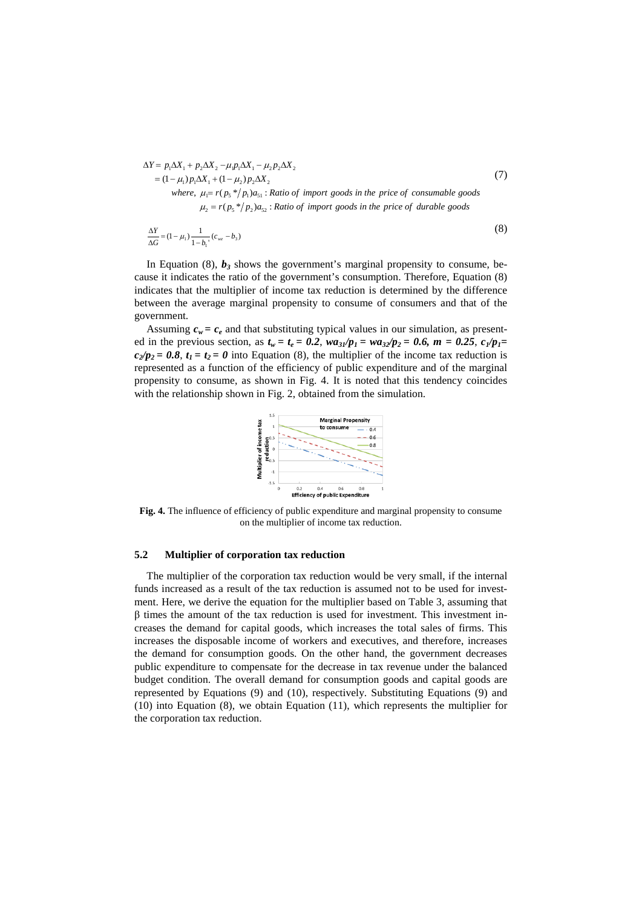$$\Delta Y = p_1 \Delta X_1 + p_2 \Delta X_2 - \mu_1 p_1 \Delta X_1 - \mu_2 p_2 \Delta X_2$$
$$= (1-\mu_1) p_1 \Delta X_1 + (1-\mu_2) p_2 \Delta X_2 \tag{7}$$

*where,* $\mu_1 = r(p_5 * / p_1) a_{51}$ : *Ratio of import goods in the price of consumable goods*

$\mu_2 = r(p_5 * / p_2) a_{52}$ : *Ratio of import goods in the price of durable goods*

$$\frac{\Delta Y}{\Delta G} = (1-\mu_1)\frac{1}{1-b_1'}(c_{we} - b_3) \tag{8}$$

In Equation (8), $b_3$ shows the government's marginal propensity to consume, because it indicates the ratio of the government's consumption. Therefore, Equation (8) indicates that the multiplier of income tax reduction is determined by the difference between the average marginal propensity to consume of consumers and that of the government.

Assuming $c_w = c_e$ and that substituting typical values in our simulation, as presented in the previous section, as $t_w = t_e = 0.2$, $wa_{31}/p_1 = wa_{32}/p_2 = 0.6$, $m = 0.25$, $c_1/p_1 = c_2/p_2 = 0.8$, $t_1 = t_2 = 0$ into Equation (8), the multiplier of the income tax reduction is represented as a function of the efficiency of public expenditure and of the marginal propensity to consume, as shown in Fig. 4. It is noted that this tendency coincides with the relationship shown in Fig. 2, obtained from the simulation.

**Fig. 4.** The influence of efficiency of public expenditure and marginal propensity to consume on the multiplier of income tax reduction.

### 5.2 Multiplier of corporation tax reduction

The multiplier of the corporation tax reduction would be very small, if the internal funds increased as a result of the tax reduction is assumed not to be used for investment. Here, we derive the equation for the multiplier based on Table 3, assuming that β times the amount of the tax reduction is used for investment. This investment increases the demand for capital goods, which increases the total sales of firms. This increases the disposable income of workers and executives, and therefore, increases the demand for consumption goods. On the other hand, the government decreases public expenditure to compensate for the decrease in tax revenue under the balanced budget condition. The overall demand for consumption goods and capital goods are represented by Equations (9) and (10), respectively. Substituting Equations (9) and (10) into Equation (8), we obtain Equation (11), which represents the multiplier for the corporation tax reduction.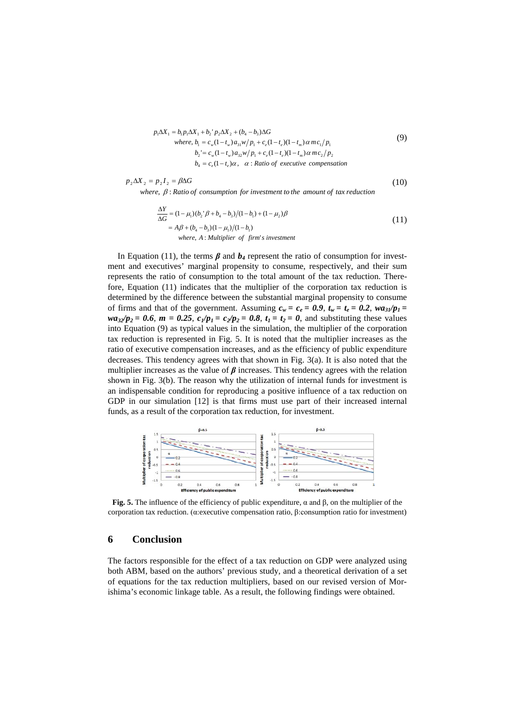$$
\begin{aligned}
p_1 \Delta X_1 &= b_1 p_1 \Delta X_1 + b_2' p_2 \Delta X_2 + (b_4 - b_3)\Delta G \\
&\quad \text{where, } b_1 = c_w(1-t_w)a_{31}w/p_1 + c_e(1-t_e)(1-t_m)\alpha\, m c_1/p_1 \\
&\quad\quad b_2' = c_w(1-t_w)a_{32}w/p_1 + c_e(1-t_e)(1-t_m)\alpha\, m c_2/p_2 \\
&\quad\quad b_4 = c_e(1-t_e)\alpha, \quad \alpha : \textit{Ratio of executive compensation}
\end{aligned}
\tag{9}
$$

$$
p_2 \Delta X_2 = p_2 I_2 = \beta \Delta G \tag{10}
$$

*where,* $\beta$ *: Ratio of consumption for investment to the amount of tax reduction*

$$
\begin{aligned}
\frac{\Delta Y}{\Delta G} &= (1-\mu_1)(b_2'\beta + b_4 - b_3)/(1-b_1) + (1-\mu_2)\beta \\
&= A\beta + (b_4 - b_3)(1-\mu_1)/(1-b_1) \\
&\quad \text{where, } A : \textit{Multiplier of firm's investment}
\end{aligned}
\tag{11}
$$

In Equation (11), the terms $\boldsymbol{\beta}$ and $\boldsymbol{b_4}$ represent the ratio of consumption for investment and executives' marginal propensity to consume, respectively, and their sum represents the ratio of consumption to the total amount of the tax reduction. Therefore, Equation (11) indicates that the multiplier of the corporation tax reduction is determined by the difference between the substantial marginal propensity to consume of firms and that of the government. Assuming $c_w = c_e = 0.9$, $t_w = t_e = 0.2$, $wa_{31}/p_1 = wa_{32}/p_2 = 0.6$, $m = 0.25$, $c_1/p_1 = c_2/p_2 = 0.8$, $t_1 = t_2 = 0$, and substituting these values into Equation (9) as typical values in the simulation, the multiplier of the corporation tax reduction is represented in Fig. 5. It is noted that the multiplier increases as the ratio of executive compensation increases, and as the efficiency of public expenditure decreases. This tendency agrees with that shown in Fig. 3(a). It is also noted that the multiplier increases as the value of $\boldsymbol{\beta}$ increases. This tendency agrees with the relation shown in Fig. 3(b). The reason why the utilization of internal funds for investment is an indispensable condition for reproducing a positive influence of a tax reduction on GDP in our simulation [12] is that firms must use part of their increased internal funds, as a result of the corporation tax reduction, for investment.

**Fig. 5.** The influence of the efficiency of public expenditure, α and β, on the multiplier of the corporation tax reduction. (α:executive compensation ratio, β:consumption ratio for investment)

## 6 Conclusion

The factors responsible for the effect of a tax reduction on GDP were analyzed using both ABM, based on the authors' previous study, and a theoretical derivation of a set of equations for the tax reduction multipliers, based on our revised version of Morishima's economic linkage table. As a result, the following findings were obtained.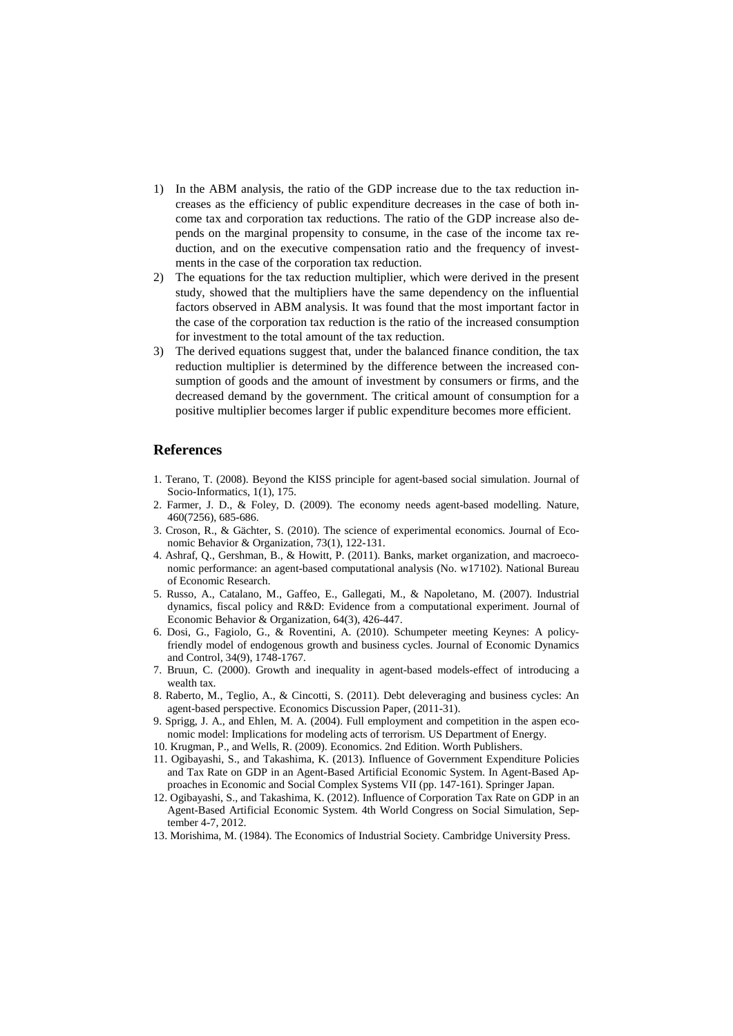1) In the ABM analysis, the ratio of the GDP increase due to the tax reduction increases as the efficiency of public expenditure decreases in the case of both income tax and corporation tax reductions. The ratio of the GDP increase also depends on the marginal propensity to consume, in the case of the income tax reduction, and on the executive compensation ratio and the frequency of investments in the case of the corporation tax reduction.
2) The equations for the tax reduction multiplier, which were derived in the present study, showed that the multipliers have the same dependency on the influential factors observed in ABM analysis. It was found that the most important factor in the case of the corporation tax reduction is the ratio of the increased consumption for investment to the total amount of the tax reduction.
3) The derived equations suggest that, under the balanced finance condition, the tax reduction multiplier is determined by the difference between the increased consumption of goods and the amount of investment by consumers or firms, and the decreased demand by the government. The critical amount of consumption for a positive multiplier becomes larger if public expenditure becomes more efficient.

## References

1. Terano, T. (2008). Beyond the KISS principle for agent-based social simulation. Journal of Socio-Informatics, 1(1), 175.
2. Farmer, J. D., & Foley, D. (2009). The economy needs agent-based modelling. Nature, 460(7256), 685-686.
3. Croson, R., & Gächter, S. (2010). The science of experimental economics. Journal of Economic Behavior & Organization, 73(1), 122-131.
4. Ashraf, Q., Gershman, B., & Howitt, P. (2011). Banks, market organization, and macroeconomic performance: an agent-based computational analysis (No. w17102). National Bureau of Economic Research.
5. Russo, A., Catalano, M., Gaffeo, E., Gallegati, M., & Napoletano, M. (2007). Industrial dynamics, fiscal policy and R&D: Evidence from a computational experiment. Journal of Economic Behavior & Organization, 64(3), 426-447.
6. Dosi, G., Fagiolo, G., & Roventini, A. (2010). Schumpeter meeting Keynes: A policy-friendly model of endogenous growth and business cycles. Journal of Economic Dynamics and Control, 34(9), 1748-1767.
7. Bruun, C. (2000). Growth and inequality in agent-based models-effect of introducing a wealth tax.
8. Raberto, M., Teglio, A., & Cincotti, S. (2011). Debt deleveraging and business cycles: An agent-based perspective. Economics Discussion Paper, (2011-31).
9. Sprigg, J. A., and Ehlen, M. A. (2004). Full employment and competition in the aspen economic model: Implications for modeling acts of terrorism. US Department of Energy.
10. Krugman, P., and Wells, R. (2009). Economics. 2nd Edition. Worth Publishers.
11. Ogibayashi, S., and Takashima, K. (2013). Influence of Government Expenditure Policies and Tax Rate on GDP in an Agent-Based Artificial Economic System. In Agent-Based Approaches in Economic and Social Complex Systems VII (pp. 147-161). Springer Japan.
12. Ogibayashi, S., and Takashima, K. (2012). Influence of Corporation Tax Rate on GDP in an Agent-Based Artificial Economic System. 4th World Congress on Social Simulation, September 4-7, 2012.
13. Morishima, M. (1984). The Economics of Industrial Society. Cambridge University Press.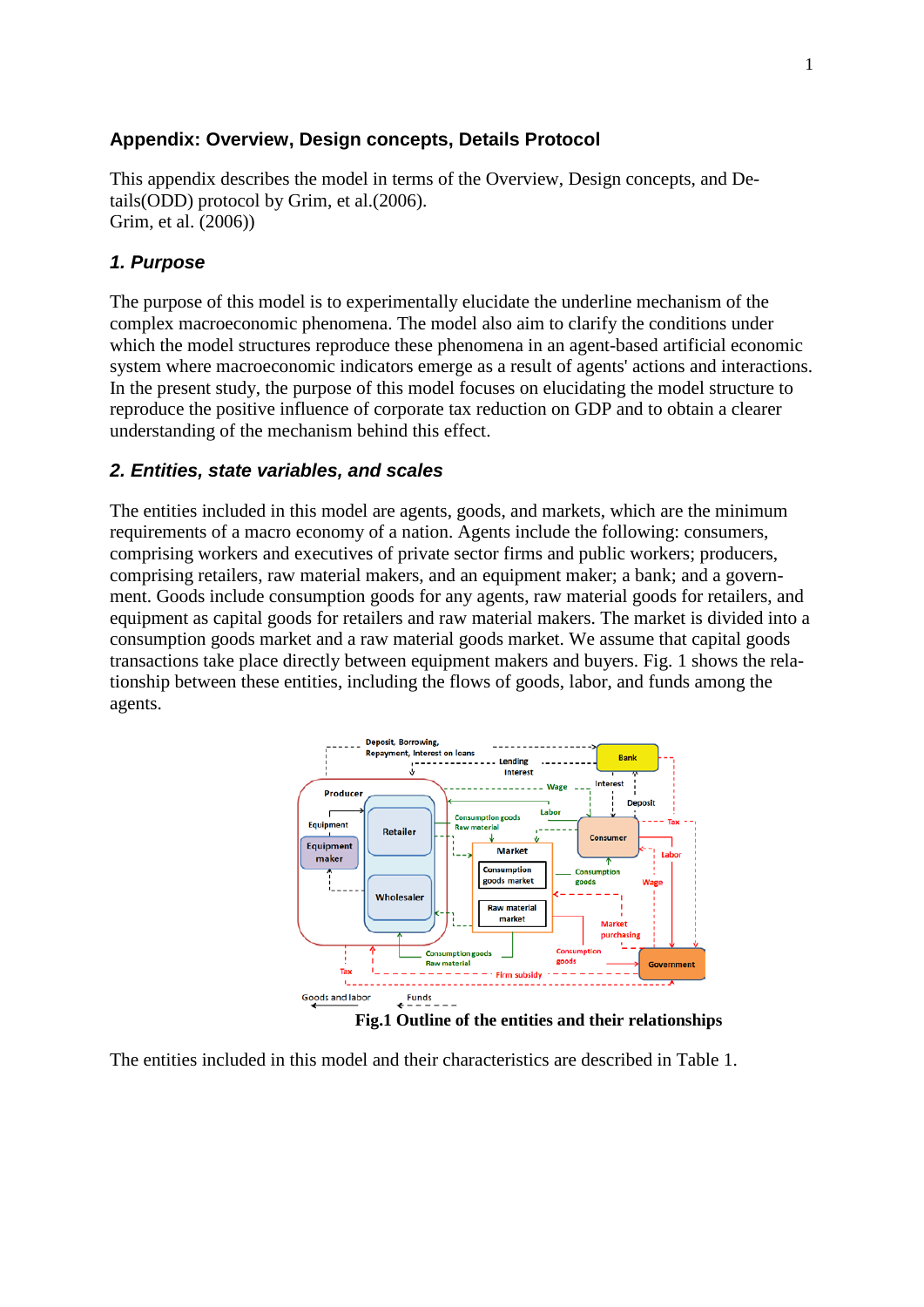## Appendix: Overview, Design concepts, Details Protocol

This appendix describes the model in terms of the Overview, Design concepts, and Details(ODD) protocol by Grim, et al.(2006).
Grim, et al. (2006))

### *1. Purpose*

The purpose of this model is to experimentally elucidate the underline mechanism of the complex macroeconomic phenomena. The model also aim to clarify the conditions under which the model structures reproduce these phenomena in an agent-based artificial economic system where macroeconomic indicators emerge as a result of agents' actions and interactions. In the present study, the purpose of this model focuses on elucidating the model structure to reproduce the positive influence of corporate tax reduction on GDP and to obtain a clearer understanding of the mechanism behind this effect.

### *2. Entities, state variables, and scales*

The entities included in this model are agents, goods, and markets, which are the minimum requirements of a macro economy of a nation. Agents include the following: consumers, comprising workers and executives of private sector firms and public workers; producers, comprising retailers, raw material makers, and an equipment maker; a bank; and a government. Goods include consumption goods for any agents, raw material goods for retailers, and equipment as capital goods for retailers and raw material makers. The market is divided into a consumption goods market and a raw material goods market. We assume that capital goods transactions take place directly between equipment makers and buyers. Fig. 1 shows the relationship between these entities, including the flows of goods, labor, and funds among the agents.

**Fig.1 Outline of the entities and their relationships**

The entities included in this model and their characteristics are described in Table 1.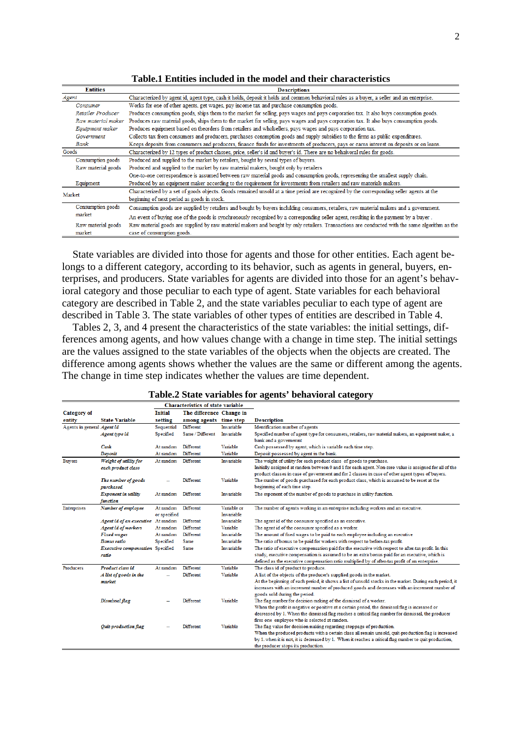**Table.1 Entities included in the model and their characteristics**

| Entities | | Descriptions |
|---|---|---|
| *Agent* | | Characterized by agent id, agent type, cash it holds, deposit it holds and common behavioral rules as a buyer, a seller and an enterprise. |
| | *Consumer* | Works for one of other agents, get wages, pay income tax and purchase consumption goods. |
| | *Retailer Producer* | Produces consumption goods, ships them to the market for selling, pays wages and pays corporation tax. It also buys consumption goods. |
| | *Raw material maker* | Produces raw material goods, ships them to the market for selling, pays wages and pays corporation tax. It also buys consumption goods. |
| | *Equipment maker* | Produces equipment based on theorders from retailers and wholsellers, pays wages and pays corporation tax. |
| | *Government* | Collects tax from consumers and producers, purchases consmption goods and supply subsidies to the firms as public expenditures. |
| | *Bank* | Keeps deposits from consumers and producers, finance funds for investments of producers, pays or earns interest on deposits or on loans. |
| Goods | | Characterized by 12 types of product classes, price, seller's id and buyer's id. There are no behaivoral rules for goods. |
| | Consumption goods | Produced and supplied to the market by retailers, bought by sevral types of buyers. |
| | Raw material goods | Produced and supplied to the market by raw material makers, bought only by retailers. One-to-one correspondence is assumed between raw material goods and consumption goods, representing the smallest supply chain. |
| | Equipment | Produced by an equipment maker according to the requirement for investments from retailers and raw materials makers. |
| Market | | Characterized by a set of goods objects. Goods remained unsold at a time period are recognized by the corresponding seller agents at the beginning of next period as goods in stock. |
| | Consumption goods market | Consumption goods are supplied by retailers and bought by buyers including consumers, retailers, raw material makers and a government. An event of buying one of the goods is synchronously recognized by a corresponding seller agent, resulting in the payment by a buyer . |
| | Raw material goods market | Raw material goods are supplied by raw material makers and bought by only retailers. Transactions are conducted with the same algorithm as the case of consumption goods. |

State variables are divided into those for agents and those for other entities. Each agent belongs to a different category, according to its behavior, such as agents in general, buyers, enterprises, and producers. State variables for agents are divided into those for an agent's behavioral category and those peculiar to each type of agent. State variables for each behavioral category are described in Table 2, and the state variables peculiar to each type of agent are described in Table 3. The state variables of other types of entities are described in Table 4.

Tables 2, 3, and 4 present the characteristics of the state variables: the initial settings, differences among agents, and how values change with a change in time step. The initial settings are the values assigned to the state variables of the objects when the objects are created. The difference among agents shows whether the values are the same or different among the agents. The change in time step indicates whether the values are time dependent.

**Table.2 State variables for agents' behavioral category**

| Category of entity | State Variable | Characteristics of state variable: Initial setting | The difference among agents | Change in time step | Description |
|---|---|---|---|---|---|
| Agents in general | ***Agent id*** | Sequential | Different | Invariable | Identification number of agents |
| | ***Agent type id*** | Specified | Same / Different | Invariable | Specified number of agent type for consumers, retailers, raw material makers, an equipment maker, a bank and a governemnt |
| | ***Cash*** | At random | Different | Variable | Cash possessed by agent, which is variable each time step. |
| | ***Deposit*** | At random | Different | Variable | Deposit possessed by agent in the bank. |
| Buyers | ***Weight of utility for each product class*** | At random | Different | Invariable | The weight of utility for each product class of goods to purchase. Initially assigned at random between 0 and 1 for each agent. Non-zero value is assigned for all of the product classes in case of government and for 2 classes in case of other agent types of buyers. |
| | ***The number of goods purchased*** | – | Different | Variable | The number of goods purchased for each product class, which is assumed to be reset at the beginning of each time step. |
| | ***Exponent in utility function*** | At random | Different | Invariable | The exponent of the number of goods to purchase in utility function. |
| Enterprises | ***Number of employee*** | At random or specified | Different | Variable or Invariable | The number of agents working in an enterprise including workers and an executive. |
| | ***Agent id of an executive*** | At random | Different | Invariable | The agent id of the consumer specified as an executive. |
| | ***Agent id of workers*** | At random | Different | Variable | The agent id of the consumer specified as a worker. |
| | ***Fixed wages*** | At random | Different | Invariable | The amount of fixed wages to be paid to each employee including an executive |
| | ***Bonus ratio*** | Specified | Same | Invariable | The ratio of bonus to be paid for workers with respect to before-tax profit. |
| | ***Executive compensation ratio*** | Specified | Same | Invariable | The ratio of executive compensation paid for the executive with respect to after-tax profit. In this study, executive compensation is assumed to be an extra bonus paid for an executive, which is defined as the executive compensation ratio multiplied by of after-tax profit of an enterprise. |
| Producers | ***Product class id*** | At random | Different | Variable | The class id of product to produce. |
| | ***A list of goods in the market*** | – | Different | Variable | A list of the objects of the producer's supplied goods in the market. At the beginning of each period, it shows a list of unsold stocks in the market. During each period, it increases with an increment number of produced goods and decreases with an increment number of goods sold during the period. |
| | ***Dismissal flag*** | – | Different | Variable | The flag number for decision making of the dismissal of a worker. When the profit is negative or positive at a certain period, the dismissal flag is increased or decreased by 1. When the dismissal flag reaches a critical flag number for dismussal, the producer fires one employee who is selected at random. |
| | ***Quit-production flag*** | – | Different | Variable | The flag value for decision making regarding stoppage of production. When the produced products with a certain class all remain unsold, quit-production flag is increased by 1. when it is not, it is decreased by 1. When it reaches a critical flag number to quit production, the producer stops its production. |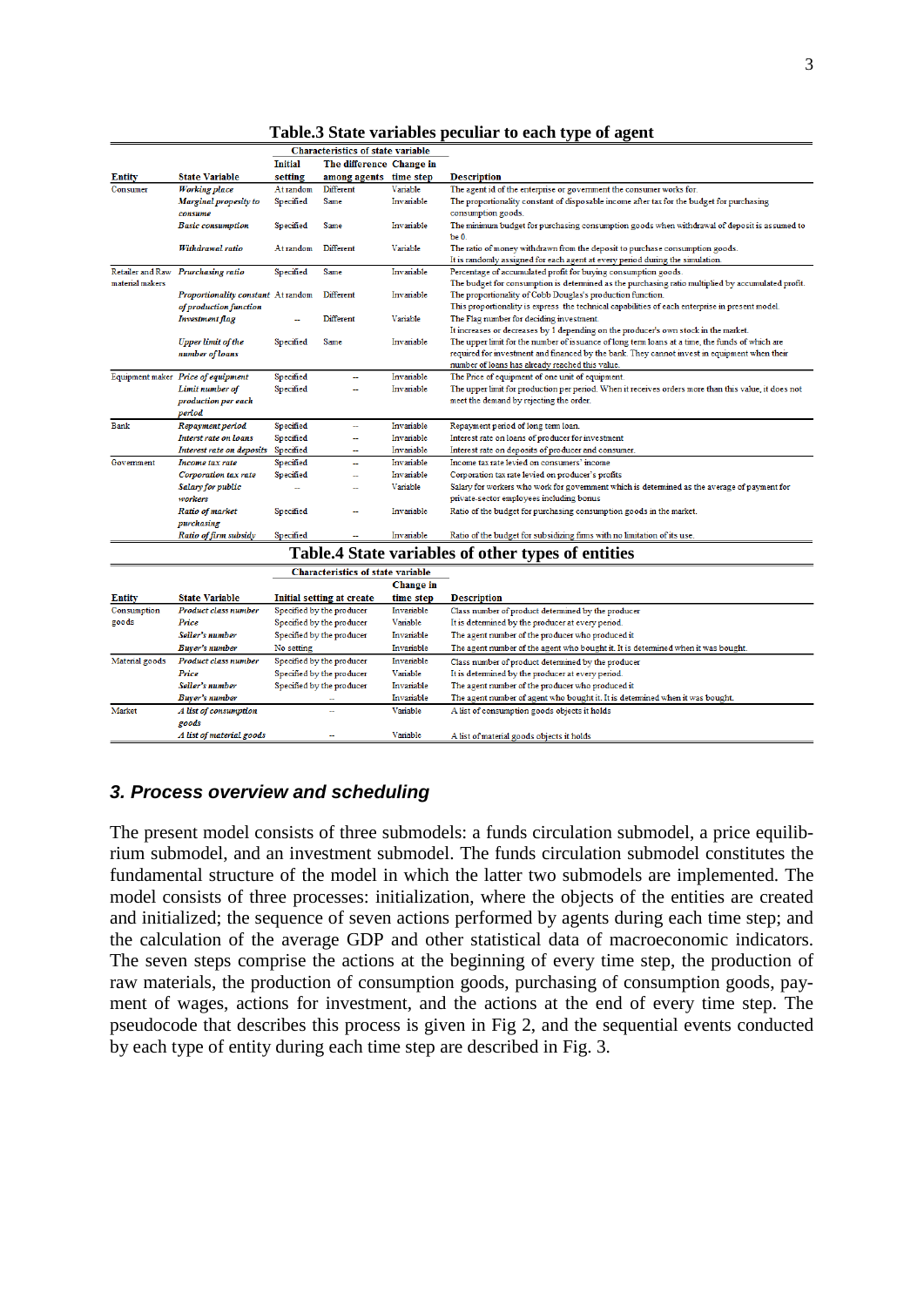**Table.3 State variables peculiar to each type of agent**

| Entity | State Variable | Characteristics of state variable: Initial setting | The difference among agents | Change in time step | Description |
|---|---|---|---|---|---|
| Consumer | *Working place* | At random | Different | Variable | The agent id of the enterprise or government the consumer works for. |
| | *Marginal propensity to consume* | Specified | Same | Invariable | The proportionality constant of disposable income after tax for the budget for purchasing consumption goods. |
| | *Basic consumption* | Specified | Same | Invariable | The minimum budget for purchasing consumption goods when withdrawal of deposit is assumed to be 0. |
| | *Withdrawal ratio* | At random | Different | Variable | The ratio of money withdrawn from the deposit to purchase consumption goods. It is randomly assigned for each agent at every period during the simulation. |
| Retailer and Raw material makers | *Prurchasing ratio* | Specified | Same | Invariable | Percentage of accumulated profit for buying consumption goods. The budget for consumption is determined as the purchasing ratio multiplied by accumulated profit. |
| | *Proportionality constant of production function* | At random | Different | Invariable | The proportionality of Cobb Douglas's production function. This proportionality is express the technical capabilities of each enterprise in present model. |
| | *Investment flag* | -- | Different | Variable | The Flag number for deciding investment. It increases or decreases by 1 depending on the producer's own stock in the market. |
| | *Upper limit of the number of loans* | Specified | Same | Invariable | The upper limit for the number of issuance of long term loans at a time, the funds of which are required for investment and financed by the bank. They cannot invest in equipment when their number of loans has already reached this value. |
| Equipment maker | *Price of equipment* | Specified | -- | Invariable | The Price of equipment of one unit of equipment. |
| | *Limit number of production per each period* | Specified | -- | Invariable | The upper limit for production per period. When it receives orders more than this value, it does not meet the demand by rejecting the order. |
| Bank | *Repayment period* | Specified | -- | Invariable | Repayment period of long term loan. |
| | *Interest rate on loans* | Specified | -- | Invariable | Interest rate on loans of producer for investment |
| | *Interest rate on deposits* | Specified | -- | Invariable | Interest rate on deposits of producer and consumer. |
| Government | *Income tax rate* | Specified | -- | Invariable | Income tax rate levied on consumers' income |
| | *Corporation tax rate* | Specified | -- | Invariable | Corporation tax rate levied on producer's profits |
| | *Salary for public workers* | -- | -- | Variable | Salary for workers who work for government which is determined as the average of payment for private-sector employees including bonus |
| | *Ratio of market purchasing* | Specified | -- | Invariable | Ratio of the budget for purchasing consumption goods in the market. |
| | *Ratio of firm subsidy* | Specified | -- | Invariable | Ratio of the budget for subsidizing firms with no limitation of its use. |

**Table.4 State variables of other types of entities**

| Entity | State Variable | Characteristics of state variable: Initial setting at create | Change in time step | Description |
|---|---|---|---|---|
| Consumption goods | *Product class number* | Specified by the producer | Invariable | Class number of product determined by the producer |
| | *Price* | Specified by the producer | Variable | It is determined by the producer at every period. |
| | *Seller's number* | Specified by the producer | Invariable | The agent number of the producer who produced it |
| | *Buyer's number* | No setting | Invariable | The agent number of the agent who bought it. It is determined when it was bought. |
| Material goods | *Product class number* | Specified by the producer | Invariable | Class number of product determined by the producer |
| | *Price* | Specified by the producer | Variable | It is determined by the producer at every period. |
| | *Seller's number* | Specified by the producer | Invariable | The agent number of the producer who produced it |
| | *Buyer's number* | -- | Invariable | The agent number of agent who bought it. It is determined when it was bought. |
| Market | *A list of consumption goods* | -- | Variable | A list of consumption goods objects it holds |
| | *A list of material goods* | -- | Variable | A list of material goods objects it holds |

### 3. Process overview and scheduling

The present model consists of three submodels: a funds circulation submodel, a price equilibrium submodel, and an investment submodel. The funds circulation submodel constitutes the fundamental structure of the model in which the latter two submodels are implemented. The model consists of three processes: initialization, where the objects of the entities are created and initialized; the sequence of seven actions performed by agents during each time step; and the calculation of the average GDP and other statistical data of macroeconomic indicators. The seven steps comprise the actions at the beginning of every time step, the production of raw materials, the production of consumption goods, purchasing of consumption goods, payment of wages, actions for investment, and the actions at the end of every time step. The pseudocode that describes this process is given in Fig 2, and the sequential events conducted by each type of entity during each time step are described in Fig. 3.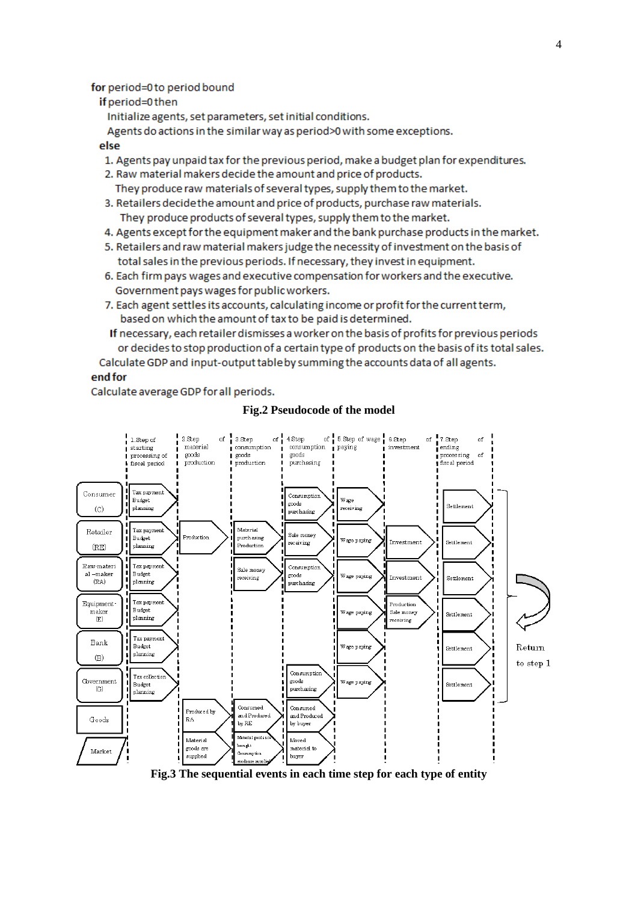```
for period=0 to period bound
  if period=0 then
    Initialize agents, set parameters, set initial conditions.
    Agents do actions in the similar way as period>0 with some exceptions.
  else
   1. Agents pay unpaid tax for the previous period, make a budget plan for expenditures.
   2. Raw material makers decide the amount and price of products.
      They produce raw materials of several types, supply them to the market.
   3. Retailers decide the amount and price of products, purchase raw materials.
      They produce products of several types, supply them to the market.
   4. Agents except for the equipment maker and the bank purchase products in the market.
   5. Retailers and raw material makers judge the necessity of investment on the basis of
      total sales in the previous periods. If necessary, they invest in equipment.
   6. Each firm pays wages and executive compensation for workers and the executive.
      Government pays wages for public workers.
   7. Each agent settles its accounts, calculating income or profit for the current term,
      based on which the amount of tax to be paid is determined.
    If necessary, each retailer dismisses a worker on the basis of profits for previous periods
      or decides to stop production of a certain type of products on the basis of its total sales.
  Calculate GDP and input-output table by summing the accounts data of all agents.
end for
Calculate average GDP for all periods.
```

**Fig.2 Pseudocode of the model**

| | 1.Step of starting processing of fiscal period | 2 Step of material goods production | 3 Step of consumption goods production | 4 Step of consumption goods purchasing | 5 Step of wage paying | 6 Step of investment | 7 Step of ending processing of fiscal period |
|---|---|---|---|---|---|---|---|
| Consumer (C) | Tax payment Budget planning | | | Consumption goods purchasing | Wage receiving | | Settlement |
| Retailer (RE) | Tax payment Budget planning | Production | Material purchasing Production | Sale money receiving | Wage paying | Investment | Settlement |
| Raw-material –maker (RA) | Tax payment Budget planning | | Sale money receiving | Consumption goods purchasing | Wage paying | Investment | Settlement |
| Equipment-maker (E) | Tax payment Budget planning | | | | Wage paying | Production Sale money receiving | Settlement |
| Bank (B) | Tax payment Budget planning | | | | Wage paying | | Settlement |
| Government (G) | Tax collection Budget planning | | | Consumption goods purchasing | Wage paying | | Settlement |
| Goods | | Produced by RA | Consumed and Produced by RE | Consumed and Produced by buyer | | | |
| Market | | Material goods are supplied | Material goods are bought Consumption goods are supplied | Moved material to buyer | | | |

Return to step 1

**Fig.3 The sequential events in each time step for each type of entity**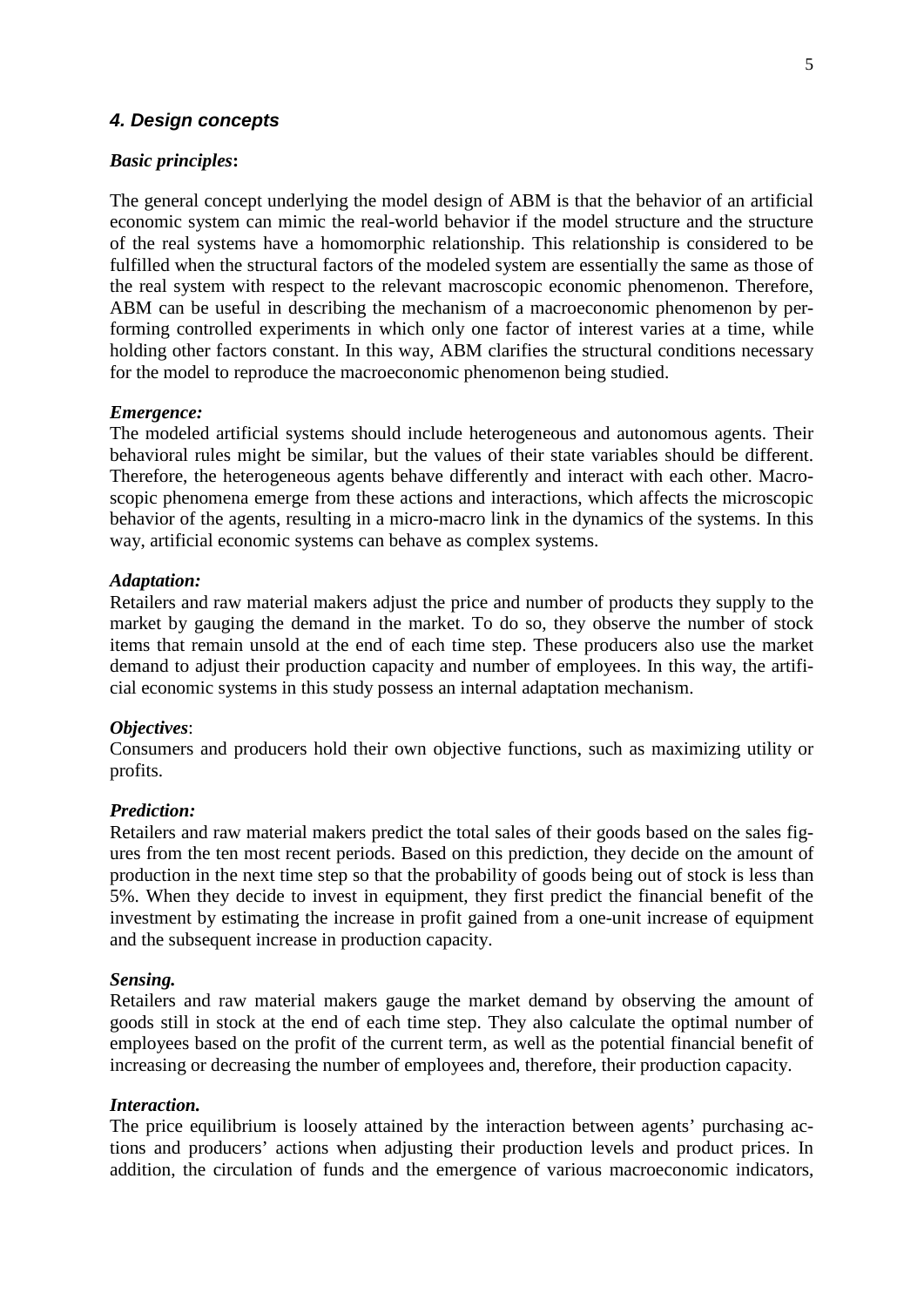## *4. Design concepts*

***Basic principles*:**

The general concept underlying the model design of ABM is that the behavior of an artificial economic system can mimic the real-world behavior if the model structure and the structure of the real systems have a homomorphic relationship. This relationship is considered to be fulfilled when the structural factors of the modeled system are essentially the same as those of the real system with respect to the relevant macroscopic economic phenomenon. Therefore, ABM can be useful in describing the mechanism of a macroeconomic phenomenon by performing controlled experiments in which only one factor of interest varies at a time, while holding other factors constant. In this way, ABM clarifies the structural conditions necessary for the model to reproduce the macroeconomic phenomenon being studied.

***Emergence:***

The modeled artificial systems should include heterogeneous and autonomous agents. Their behavioral rules might be similar, but the values of their state variables should be different. Therefore, the heterogeneous agents behave differently and interact with each other. Macroscopic phenomena emerge from these actions and interactions, which affects the microscopic behavior of the agents, resulting in a micro-macro link in the dynamics of the systems. In this way, artificial economic systems can behave as complex systems.

***Adaptation:***

Retailers and raw material makers adjust the price and number of products they supply to the market by gauging the demand in the market. To do so, they observe the number of stock items that remain unsold at the end of each time step. These producers also use the market demand to adjust their production capacity and number of employees. In this way, the artificial economic systems in this study possess an internal adaptation mechanism.

***Objectives*:**

Consumers and producers hold their own objective functions, such as maximizing utility or profits.

***Prediction:***

Retailers and raw material makers predict the total sales of their goods based on the sales figures from the ten most recent periods. Based on this prediction, they decide on the amount of production in the next time step so that the probability of goods being out of stock is less than 5%. When they decide to invest in equipment, they first predict the financial benefit of the investment by estimating the increase in profit gained from a one-unit increase of equipment and the subsequent increase in production capacity.

***Sensing.***

Retailers and raw material makers gauge the market demand by observing the amount of goods still in stock at the end of each time step. They also calculate the optimal number of employees based on the profit of the current term, as well as the potential financial benefit of increasing or decreasing the number of employees and, therefore, their production capacity.

***Interaction.***

The price equilibrium is loosely attained by the interaction between agents' purchasing actions and producers' actions when adjusting their production levels and product prices. In addition, the circulation of funds and the emergence of various macroeconomic indicators,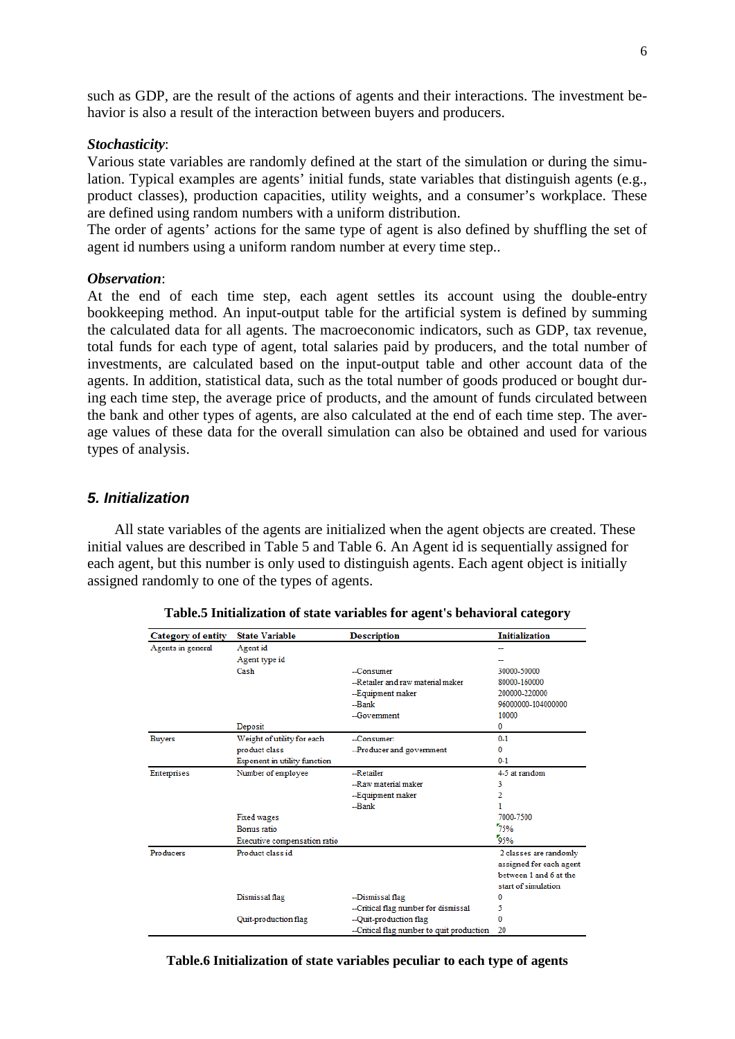such as GDP, are the result of the actions of agents and their interactions. The investment behavior is also a result of the interaction between buyers and producers.

***Stochasticity***:

Various state variables are randomly defined at the start of the simulation or during the simulation. Typical examples are agents' initial funds, state variables that distinguish agents (e.g., product classes), production capacities, utility weights, and a consumer's workplace. These are defined using random numbers with a uniform distribution.

The order of agents' actions for the same type of agent is also defined by shuffling the set of agent id numbers using a uniform random number at every time step..

***Observation***:

At the end of each time step, each agent settles its account using the double-entry bookkeeping method. An input-output table for the artificial system is defined by summing the calculated data for all agents. The macroeconomic indicators, such as GDP, tax revenue, total funds for each type of agent, total salaries paid by producers, and the total number of investments, are calculated based on the input-output table and other account data of the agents. In addition, statistical data, such as the total number of goods produced or bought during each time step, the average price of products, and the amount of funds circulated between the bank and other types of agents, are also calculated at the end of each time step. The average values of these data for the overall simulation can also be obtained and used for various types of analysis.

## *5. Initialization*

All state variables of the agents are initialized when the agent objects are created. These initial values are described in Table 5 and Table 6. An Agent id is sequentially assigned for each agent, but this number is only used to distinguish agents. Each agent object is initially assigned randomly to one of the types of agents.

**Table.5 Initialization of state variables for agent's behavioral category**

| Category of entity | State Variable | Description | Initialization |
|---|---|---|---|
| Agents in general | Agent id | | -- |
| | Agent type id | | -- |
| | Cash | --Consumer | 30000-50000 |
| | | --Retailer and raw material maker | 80000-160000 |
| | | --Equipment maker | 200000-220000 |
| | | --Bank | 96000000-104000000 |
| | | --Government | 10000 |
| | Deposit | | 0 |
| Buyers | Weight of utility for each product class | --Consumer | 0-1 |
| | | --Producer and government | 0 |
| | Exponent in utility function | | 0-1 |
| Enterprises | Number of employee | --Retailer | 4-5 at random |
| | | --Raw material maker | 3 |
| | | --Equipment maker | 2 |
| | | --Bank | 1 |
| | Fixed wages | | 7000-7500 |
| | Bonus ratio | | 75% |
| | Executive compensation ratio | | 95% |
| Producers | Product class id | | 2 classes are randomly assigned for each agent between 1 and 6 at the start of simulation |
| | Dismissal flag | --Dismissal flag | 0 |
| | | --Critical flag number for dismissal | 5 |
| | Quit-production flag | --Quit-production flag | 0 |
| | | --Critical flag number to quit production | 20 |

**Table.6 Initialization of state variables peculiar to each type of agents**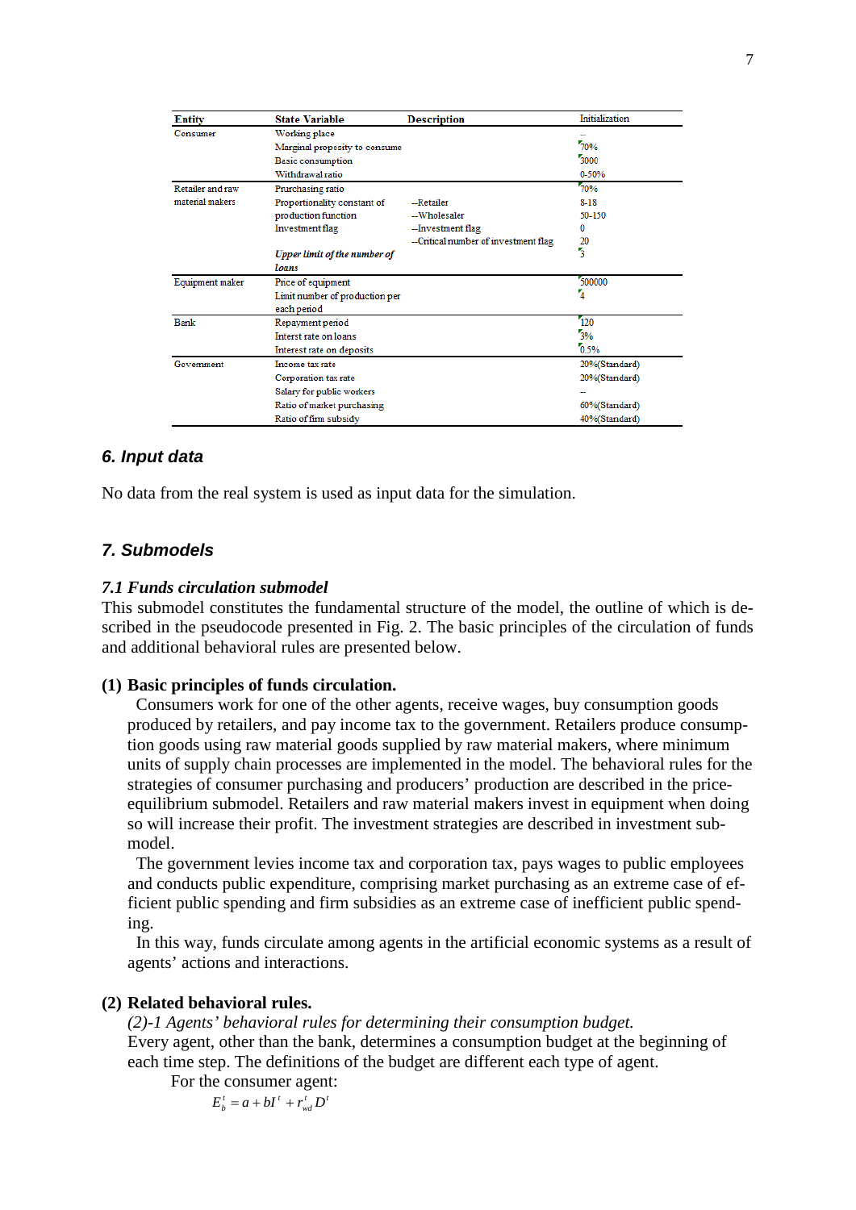| Entity | State Variable | Description | Initialization |
|---|---|---|---|
| Consumer | Working place | | -- |
| | Marginal propensity to consume | | 70% |
| | Basic consumption | | 3000 |
| | Withdrawal ratio | | 0-50% |
| Retailer and raw material makers | Purchasing ratio | | 70% |
| | Proportionality constant of production function | --Retailer | 8-18 |
| | | --Wholesaler | 50-150 |
| | Investment flag | --Investment flag | 0 |
| | | --Critical number of investment flag | 20 |
| | *Upper limit of the number of loans* | | 3 |
| Equipment maker | Price of equipment | | 500000 |
| | Limit number of production per each period | | 4 |
| Bank | Repayment period | | 120 |
| | Interst rate on loans | | 3% |
| | Interest rate on deposits | | 0.5% |
| Government | Income tax rate | | 20%(Standard) |
| | Corporation tax rate | | 20%(Standard) |
| | Salary for public workers | | -- |
| | Ratio of market purchasing | | 60%(Standard) |
| | Ratio of firm subsidy | | 40%(Standard) |

## 6. Input data

No data from the real system is used as input data for the simulation.

## 7. Submodels

### 7.1 Funds circulation submodel

This submodel constitutes the fundamental structure of the model, the outline of which is described in the pseudocode presented in Fig. 2. The basic principles of the circulation of funds and additional behavioral rules are presented below.

**(1) Basic principles of funds circulation.**

Consumers work for one of the other agents, receive wages, buy consumption goods produced by retailers, and pay income tax to the government. Retailers produce consumption goods using raw material goods supplied by raw material makers, where minimum units of supply chain processes are implemented in the model. The behavioral rules for the strategies of consumer purchasing and producers' production are described in the price-equilibrium submodel. Retailers and raw material makers invest in equipment when doing so will increase their profit. The investment strategies are described in investment submodel.

The government levies income tax and corporation tax, pays wages to public employees and conducts public expenditure, comprising market purchasing as an extreme case of efficient public spending and firm subsidies as an extreme case of inefficient public spending.

In this way, funds circulate among agents in the artificial economic systems as a result of agents' actions and interactions.

**(2) Related behavioral rules.**

*(2)-1 Agents' behavioral rules for determining their consumption budget.*

Every agent, other than the bank, determines a consumption budget at the beginning of each time step. The definitions of the budget are different each type of agent.

For the consumer agent:

$$E_b^t = a + bI^t + r_{wd}^t D^t$$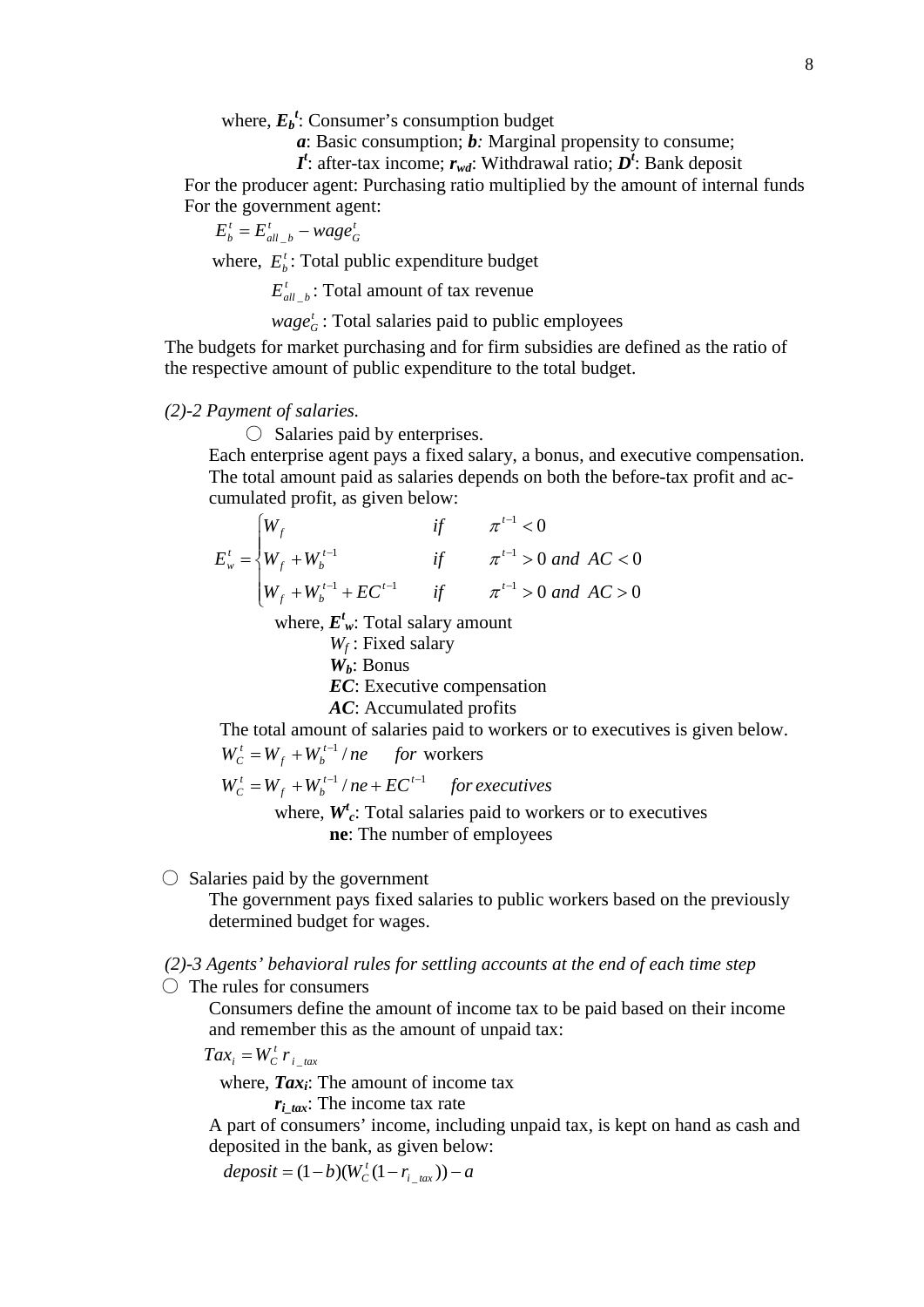where, $E_b^t$: Consumer's consumption budget

$a$: Basic consumption; $b$: Marginal propensity to consume;

$I^t$: after-tax income; $r_{wd}$: Withdrawal ratio; $D^t$: Bank deposit

For the producer agent: Purchasing ratio multiplied by the amount of internal funds

For the government agent:

$$E_b^t = E_{all\_b}^t - wage_G^t$$

where, $E_b^t$: Total public expenditure budget

$E_{all\_b}^t$: Total amount of tax revenue

$wage_G^t$: Total salaries paid to public employees

The budgets for market purchasing and for firm subsidies are defined as the ratio of the respective amount of public expenditure to the total budget.

*(2)-2 Payment of salaries.*

○ Salaries paid by enterprises.

Each enterprise agent pays a fixed salary, a bonus, and executive compensation. The total amount paid as salaries depends on both the before-tax profit and accumulated profit, as given below:

$$E_w^t = \begin{cases} W_f & if \quad \pi^{t-1} < 0 \\ W_f + W_b^{t-1} & if \quad \pi^{t-1} > 0 \; and \; AC < 0 \\ W_f + W_b^{t-1} + EC^{t-1} & if \quad \pi^{t-1} > 0 \; and \; AC > 0 \end{cases}$$

where, $E_w^t$: Total salary amount

$W_f$ : Fixed salary

$W_b$: Bonus

$EC$: Executive compensation

$AC$: Accumulated profits

The total amount of salaries paid to workers or to executives is given below.

$$W_C^t = W_f + W_b^{t-1} / ne \quad for \text{ workers}$$

$$W_C^t = W_f + W_b^{t-1} / ne + EC^{t-1} \quad for\, executives$$

where, $W_c^t$: Total salaries paid to workers or to executives

**ne**: The number of employees

○ Salaries paid by the government

The government pays fixed salaries to public workers based on the previously determined budget for wages.

*(2)-3 Agents' behavioral rules for settling accounts at the end of each time step*

○ The rules for consumers

Consumers define the amount of income tax to be paid based on their income and remember this as the amount of unpaid tax:

$$Tax_i = W_C^t \, r_{i\_tax}$$

where, $Tax_i$: The amount of income tax

$r_{i\_tax}$: The income tax rate

A part of consumers' income, including unpaid tax, is kept on hand as cash and deposited in the bank, as given below:

$$deposit = (1-b)(W_C^t(1-r_{i\_tax})) - a$$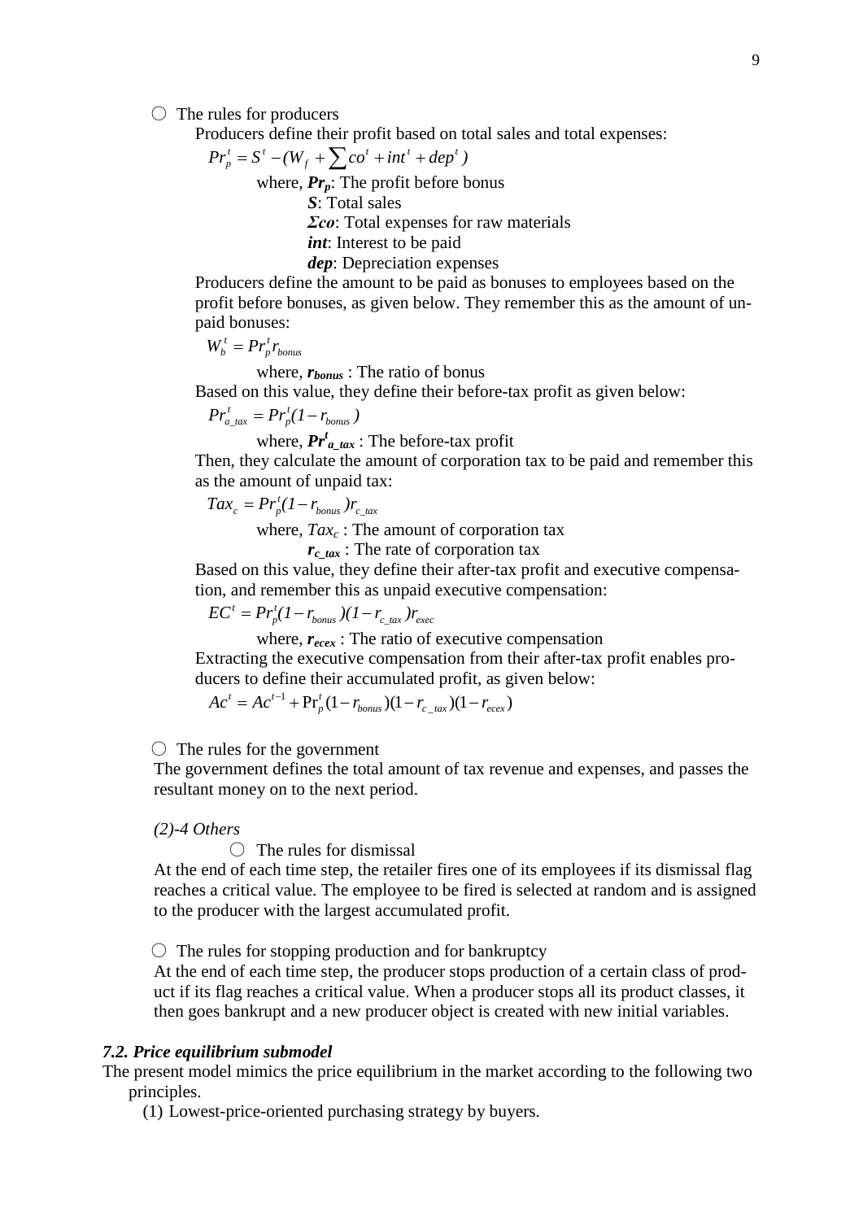○ The rules for producers

Producers define their profit based on total sales and total expenses:

$$Pr_p^t = S^t - (W_f + \sum co^t + int^t + dep^t)$$

where, $\boldsymbol{Pr_p}$: The profit before bonus
$\boldsymbol{S}$: Total sales
$\boldsymbol{\Sigma co}$: Total expenses for raw materials
$\boldsymbol{int}$: Interest to be paid
$\boldsymbol{dep}$: Depreciation expenses

Producers define the amount to be paid as bonuses to employees based on the profit before bonuses, as given below. They remember this as the amount of unpaid bonuses:

$$W_b^t = Pr_p^t r_{bonus}$$

where, $\boldsymbol{r_{bonus}}$ : The ratio of bonus

Based on this value, they define their before-tax profit as given below:

$$Pr_{a\_tax}^t = Pr_p^t (1 - r_{bonus})$$

where, $\boldsymbol{Pr^t_{a\_tax}}$ : The before-tax profit

Then, they calculate the amount of corporation tax to be paid and remember this as the amount of unpaid tax:

$$Tax_c = Pr_p^t (1 - r_{bonus}) r_{c\_tax}$$

where, $Tax_c$ : The amount of corporation tax
$\boldsymbol{r_{c\_tax}}$ : The rate of corporation tax

Based on this value, they define their after-tax profit and executive compensation, and remember this as unpaid executive compensation:

$$EC^t = Pr_p^t (1 - r_{bonus})(1 - r_{c\_tax}) r_{exec}$$

where, $\boldsymbol{r_{ecex}}$ : The ratio of executive compensation

Extracting the executive compensation from their after-tax profit enables producers to define their accumulated profit, as given below:

$$Ac^t = Ac^{t-1} + \mathrm{Pr}_p^t (1 - r_{bonus})(1 - r_{c\_tax})(1 - r_{ecex})$$

○ The rules for the government

The government defines the total amount of tax revenue and expenses, and passes the resultant money on to the next period.

*(2)-4 Others*

○ The rules for dismissal

At the end of each time step, the retailer fires one of its employees if its dismissal flag reaches a critical value. The employee to be fired is selected at random and is assigned to the producer with the largest accumulated profit.

○ The rules for stopping production and for bankruptcy

At the end of each time step, the producer stops production of a certain class of product if its flag reaches a critical value. When a producer stops all its product classes, it then goes bankrupt and a new producer object is created with new initial variables.

### *7.2. Price equilibrium submodel*

The present model mimics the price equilibrium in the market according to the following two principles.

(1) Lowest-price-oriented purchasing strategy by buyers.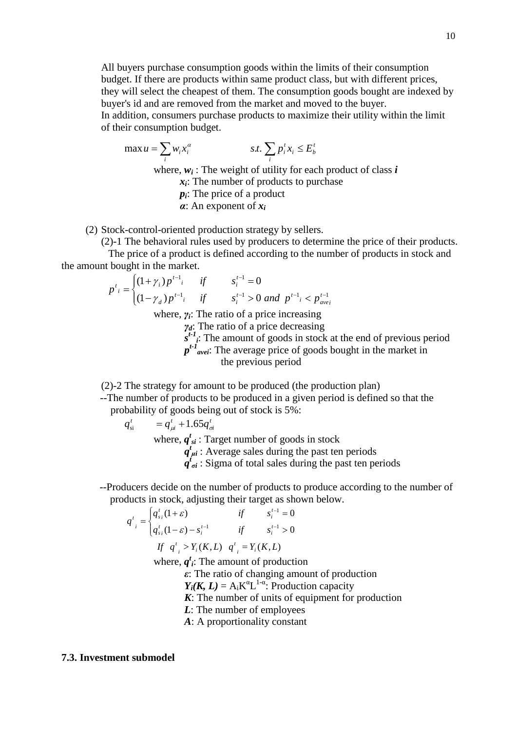All buyers purchase consumption goods within the limits of their consumption budget. If there are products within same product class, but with different prices, they will select the cheapest of them. The consumption goods bought are indexed by buyer's id and are removed from the market and moved to the buyer.
In addition, consumers purchase products to maximize their utility within the limit of their consumption budget.

$$\max u = \sum_i w_i x_i^{\alpha} \qquad\qquad s.t. \sum_i p_i^t x_i \leq E_b^t$$

where, $w_i$ : The weight of utility for each product of class $i$
$x_i$: The number of products to purchase
$p_i$: The price of a product
$\alpha$: An exponent of $x_i$

(2) Stock-control-oriented production strategy by sellers.

(2)-1 The behavioral rules used by producers to determine the price of their products.

The price of a product is defined according to the number of products in stock and the amount bought in the market.

$$p^t{}_i = \begin{cases} (1+\gamma_i)\, p^{t-1}{}_i & if \quad s_i^{t-1} = 0 \\ (1-\gamma_d)\, p^{t-1}{}_i & if \quad s_i^{t-1} > 0 \ and \ p^{t-1}{}_i < p_{ave\,i}^{t-1} \end{cases}$$

where, $\gamma_i$: The ratio of a price increasing
$\gamma_d$: The ratio of a price decreasing
$s^{t-1}_i$: The amount of goods in stock at the end of previous period
$p^{t-1}_{avei}$: The average price of goods bought in the market in the previous period

(2)-2 The strategy for amount to be produced (the production plan)

--The number of products to be produced in a given period is defined so that the probability of goods being out of stock is 5%:

$$q_{si}^t \quad = q_{\mu i}^t + 1.65 q_{\sigma i}^t$$

where, $q^t_{si}$ : Target number of goods in stock
$q^t_{\mu i}$ : Average sales during the past ten periods
$q^t_{\sigma i}$ : Sigma of total sales during the past ten periods

--Producers decide on the number of products to produce according to the number of products in stock, adjusting their target as shown below.

$$q^t{}_i = \begin{cases} q_{s\,i}^t (1+\varepsilon) & if \quad s_i^{t-1} = 0 \\ q_{s\,i}^t (1-\varepsilon) - s_i^{t-1} & if \quad s_i^{t-1} > 0 \end{cases}$$

$$If \ \ q^t{}_i > Y_i(K,L) \ \ q^t{}_i = Y_i(K,L)$$

where, $q^t_i$: The amount of production
$\varepsilon$: The ratio of changing amount of production
$Y_i(K, L) = A_i K^{\alpha} L^{1-\alpha}$: Production capacity
$K$: The number of units of equipment for production
$L$: The number of employees
$A$: A proportionality constant

### 7.3. Investment submodel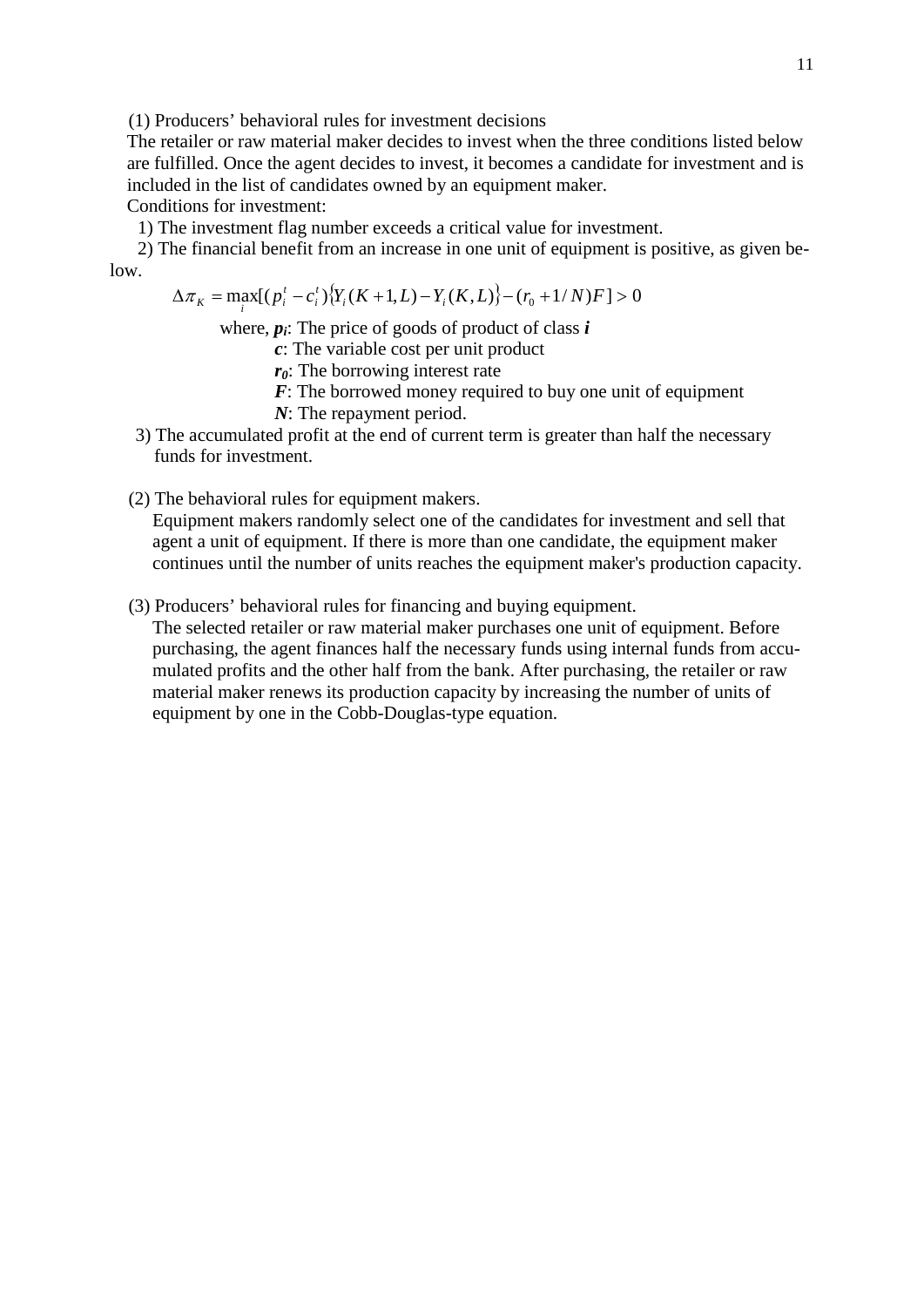(1) Producers' behavioral rules for investment decisions

The retailer or raw material maker decides to invest when the three conditions listed below are fulfilled. Once the agent decides to invest, it becomes a candidate for investment and is included in the list of candidates owned by an equipment maker.

Conditions for investment:

1) The investment flag number exceeds a critical value for investment.

2) The financial benefit from an increase in one unit of equipment is positive, as given below.

$$\Delta\pi_K = \max_i [(p_i^t - c_i^t)\{Y_i(K+1, L) - Y_i(K, L)\} - (r_0 + 1/N)F] > 0$$

where, $p_i$: The price of goods of product of class $i$

$c$: The variable cost per unit product

$r_0$: The borrowing interest rate

$F$: The borrowed money required to buy one unit of equipment

$N$: The repayment period.

3) The accumulated profit at the end of current term is greater than half the necessary funds for investment.

(2) The behavioral rules for equipment makers.

Equipment makers randomly select one of the candidates for investment and sell that agent a unit of equipment. If there is more than one candidate, the equipment maker continues until the number of units reaches the equipment maker's production capacity.

(3) Producers' behavioral rules for financing and buying equipment.

The selected retailer or raw material maker purchases one unit of equipment. Before purchasing, the agent finances half the necessary funds using internal funds from accumulated profits and the other half from the bank. After purchasing, the retailer or raw material maker renews its production capacity by increasing the number of units of equipment by one in the Cobb-Douglas-type equation.